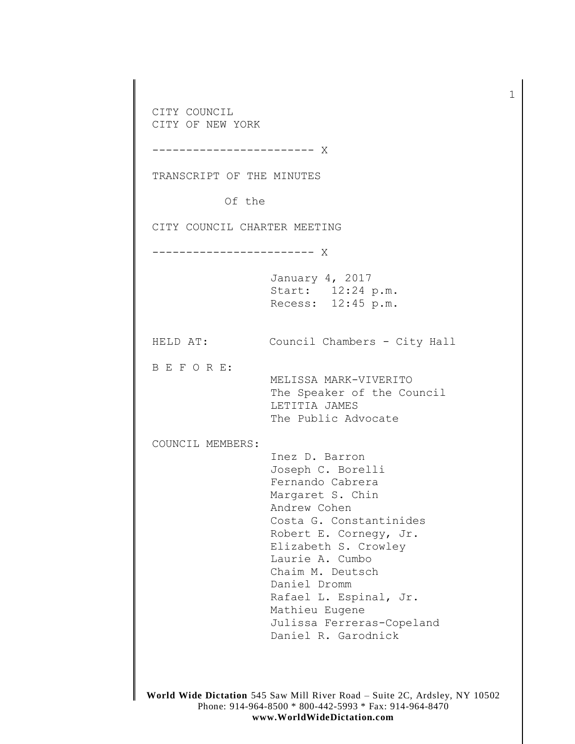CITY COUNCIL
CITY OF NEW YORK

------------------------ X

TRANSCRIPT OF THE MINUTES

Of the

CITY COUNCIL CHARTER MEETING

------------------------ X

January 4, 2017
Start: 12:24 p.m.
Recess: 12:45 p.m.

HELD AT: Council Chambers - City Hall

B E F O R E:

MELISSA MARK-VIVERITO
The Speaker of the Council
LETITIA JAMES
The Public Advocate

COUNCIL MEMBERS:

Inez D. Barron
Joseph C. Borelli
Fernando Cabrera
Margaret S. Chin
Andrew Cohen
Costa G. Constantinides
Robert E. Cornegy, Jr.
Elizabeth S. Crowley
Laurie A. Cumbo
Chaim M. Deutsch
Daniel Dromm
Rafael L. Espinal, Jr.
Mathieu Eugene
Julissa Ferreras-Copeland
Daniel R. Garodnick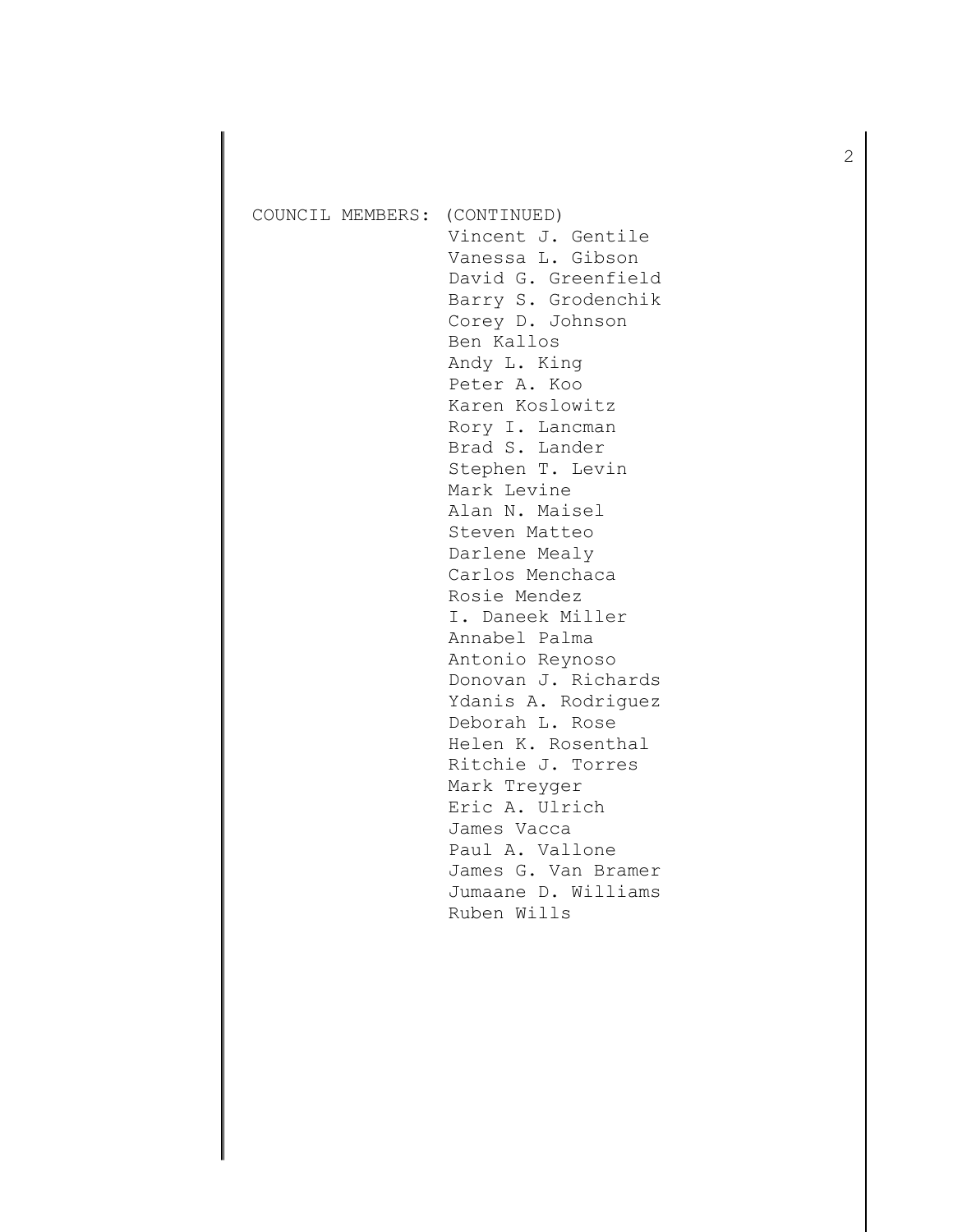COUNCIL MEMBERS: (CONTINUED)

Vincent J. Gentile
Vanessa L. Gibson
David G. Greenfield
Barry S. Grodenchik
Corey D. Johnson
Ben Kallos
Andy L. King
Peter A. Koo
Karen Koslowitz
Rory I. Lancman
Brad S. Lander
Stephen T. Levin
Mark Levine
Alan N. Maisel
Steven Matteo
Darlene Mealy
Carlos Menchaca
Rosie Mendez
I. Daneek Miller
Annabel Palma
Antonio Reynoso
Donovan J. Richards
Ydanis A. Rodriguez
Deborah L. Rose
Helen K. Rosenthal
Ritchie J. Torres
Mark Treyger
Eric A. Ulrich
James Vacca
Paul A. Vallone
James G. Van Bramer
Jumaane D. Williams
Ruben Wills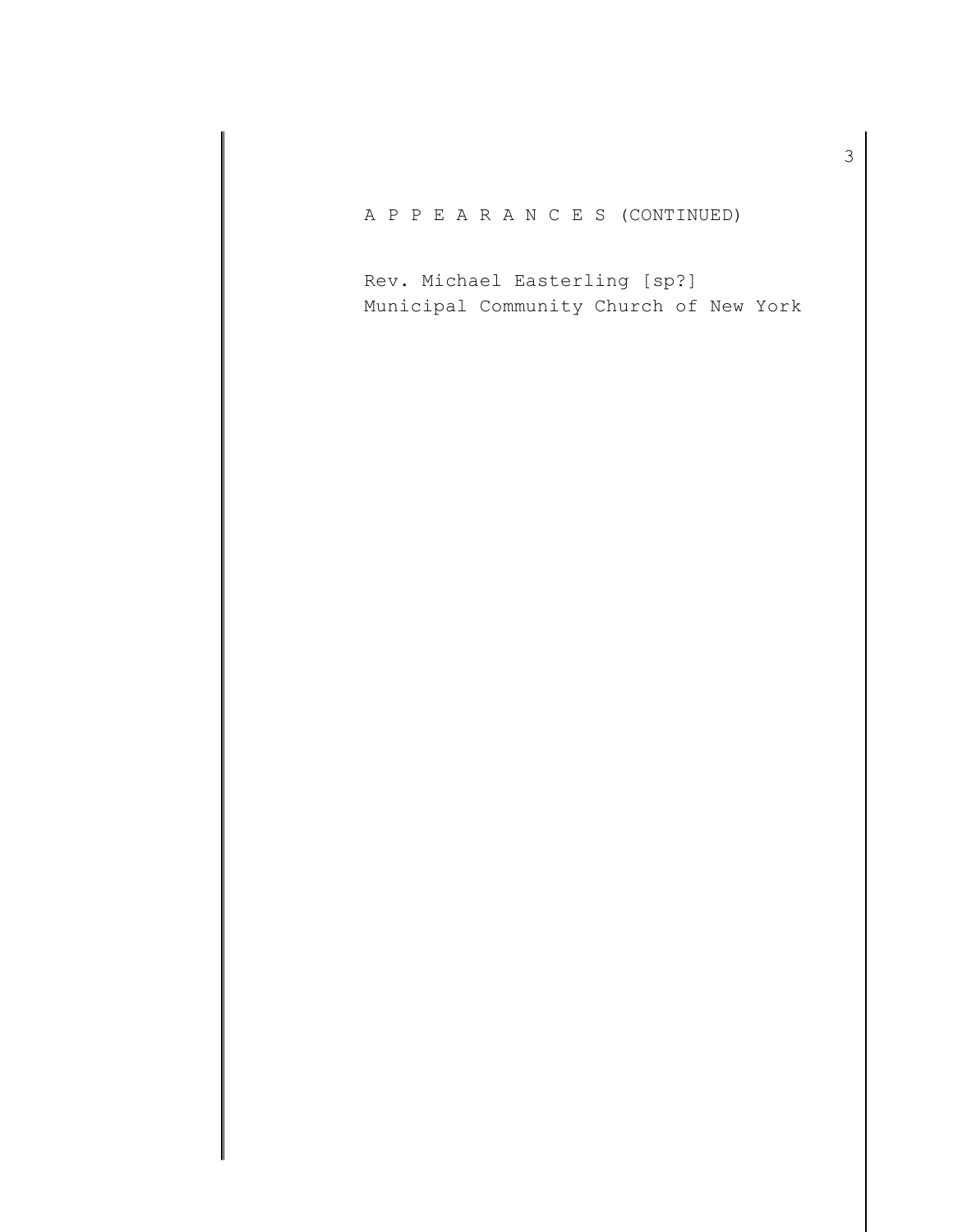A P P E A R A N C E S (CONTINUED)

Rev. Michael Easterling [sp?]
Municipal Community Church of New York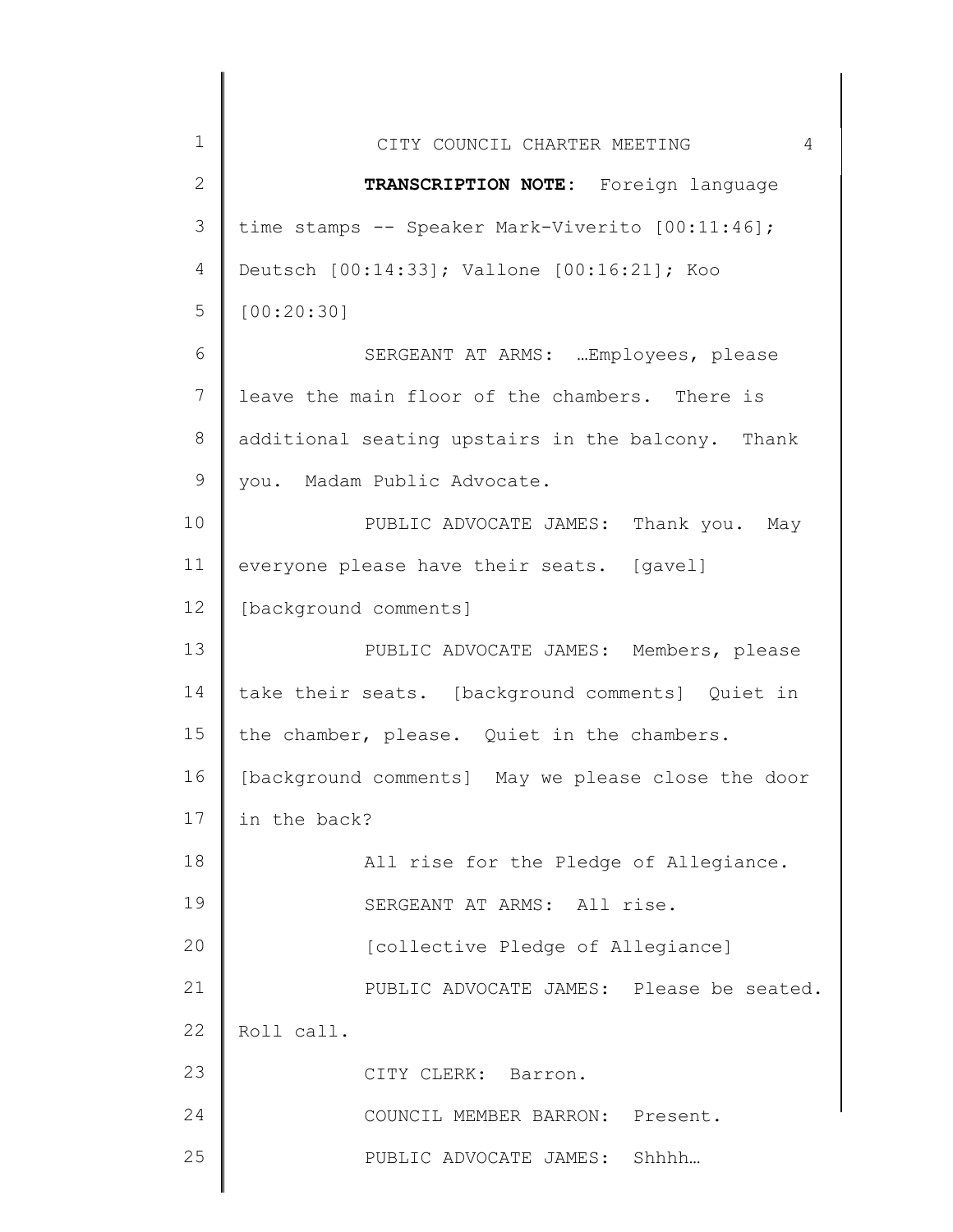**TRANSCRIPTION NOTE:** Foreign language time stamps -- Speaker Mark-Viverito [00:11:46]; Deutsch [00:14:33]; Vallone [00:16:21]; Koo [00:20:30]

SERGEANT AT ARMS: …Employees, please leave the main floor of the chambers. There is additional seating upstairs in the balcony. Thank you. Madam Public Advocate.

PUBLIC ADVOCATE JAMES: Thank you. May everyone please have their seats. [gavel] [background comments]

PUBLIC ADVOCATE JAMES: Members, please take their seats. [background comments] Quiet in the chamber, please. Quiet in the chambers. [background comments] May we please close the door in the back?

All rise for the Pledge of Allegiance.

SERGEANT AT ARMS: All rise.

[collective Pledge of Allegiance]

PUBLIC ADVOCATE JAMES: Please be seated. Roll call.

CITY CLERK: Barron.

COUNCIL MEMBER BARRON: Present.

PUBLIC ADVOCATE JAMES: Shhhh…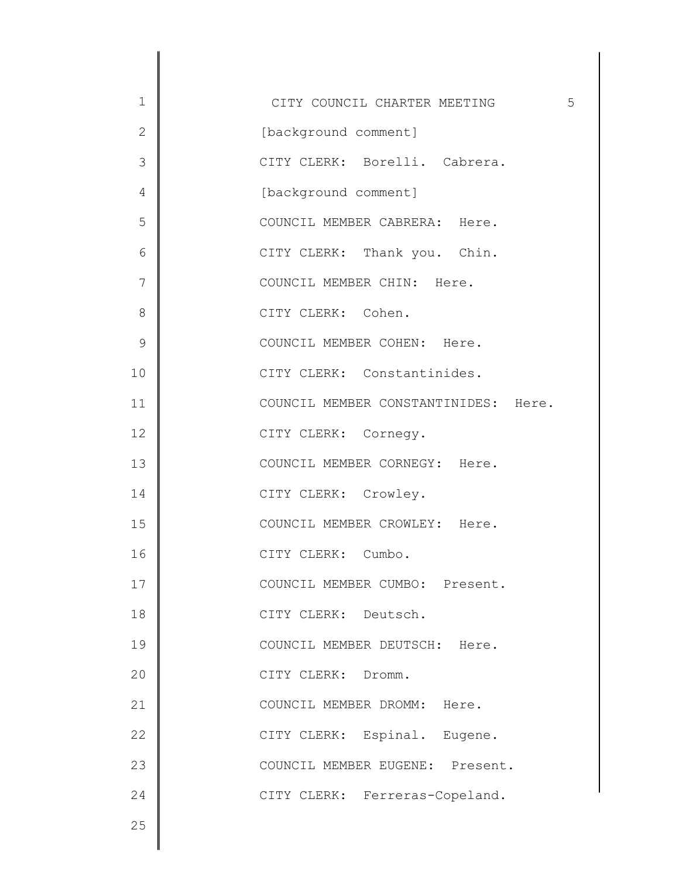[background comment]

CITY CLERK: Borelli. Cabrera.

[background comment]

COUNCIL MEMBER CABRERA: Here.

CITY CLERK: Thank you. Chin.

COUNCIL MEMBER CHIN: Here.

CITY CLERK: Cohen.

COUNCIL MEMBER COHEN: Here.

CITY CLERK: Constantinides.

COUNCIL MEMBER CONSTANTINIDES: Here.

CITY CLERK: Cornegy.

COUNCIL MEMBER CORNEGY: Here.

CITY CLERK: Crowley.

COUNCIL MEMBER CROWLEY: Here.

CITY CLERK: Cumbo.

COUNCIL MEMBER CUMBO: Present.

CITY CLERK: Deutsch.

COUNCIL MEMBER DEUTSCH: Here.

CITY CLERK: Dromm.

COUNCIL MEMBER DROMM: Here.

CITY CLERK: Espinal. Eugene.

COUNCIL MEMBER EUGENE: Present.

CITY CLERK: Ferreras-Copeland.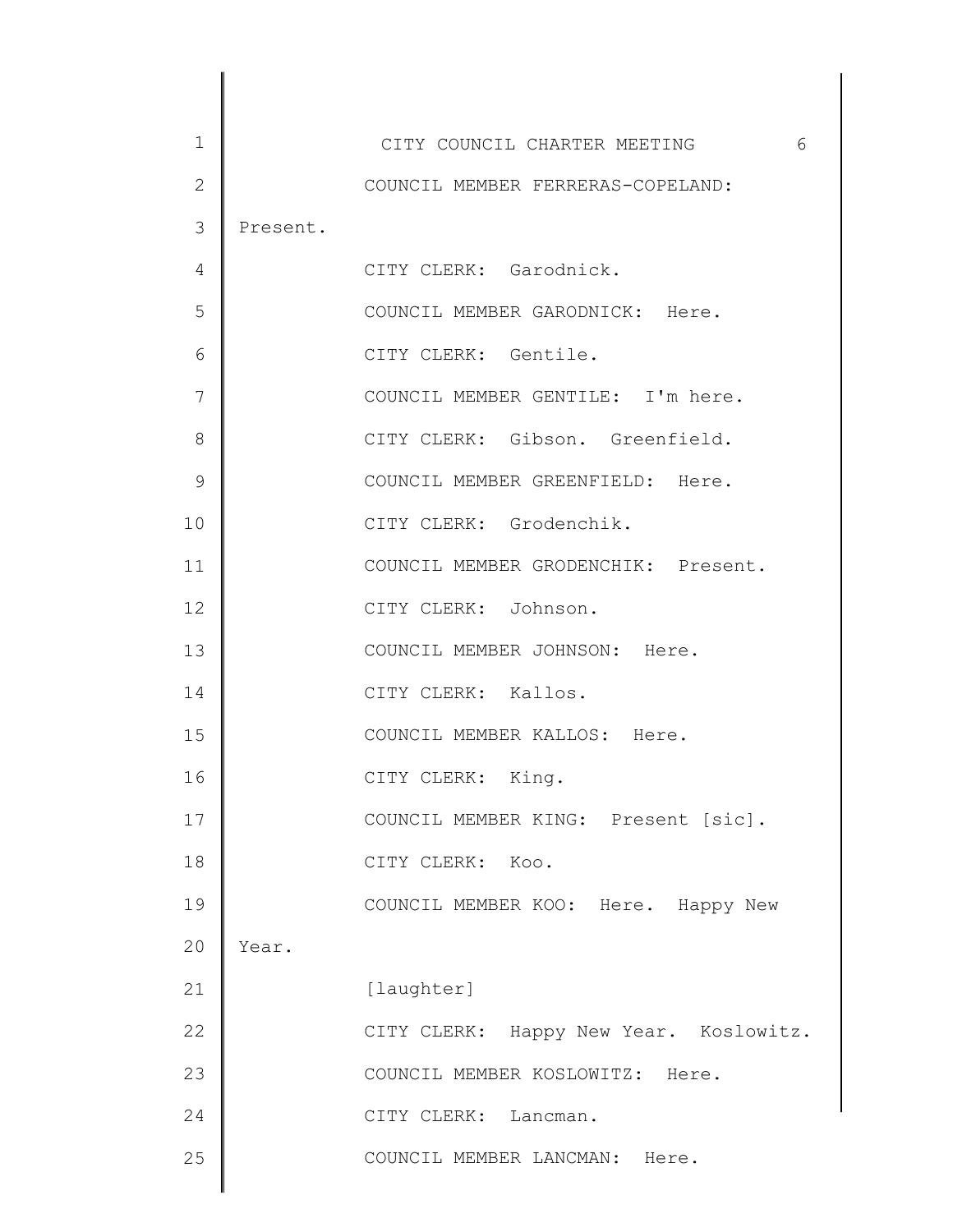COUNCIL MEMBER FERRERAS-COPELAND: Present.

CITY CLERK: Garodnick.

COUNCIL MEMBER GARODNICK: Here.

CITY CLERK: Gentile.

COUNCIL MEMBER GENTILE: I'm here.

CITY CLERK: Gibson. Greenfield.

COUNCIL MEMBER GREENFIELD: Here.

CITY CLERK: Grodenchik.

COUNCIL MEMBER GRODENCHIK: Present.

CITY CLERK: Johnson.

COUNCIL MEMBER JOHNSON: Here.

CITY CLERK: Kallos.

COUNCIL MEMBER KALLOS: Here.

CITY CLERK: King.

COUNCIL MEMBER KING: Present [sic].

CITY CLERK: Koo.

COUNCIL MEMBER KOO: Here. Happy New Year.

[laughter]

CITY CLERK: Happy New Year. Koslowitz.

COUNCIL MEMBER KOSLOWITZ: Here.

CITY CLERK: Lancman.

COUNCIL MEMBER LANCMAN: Here.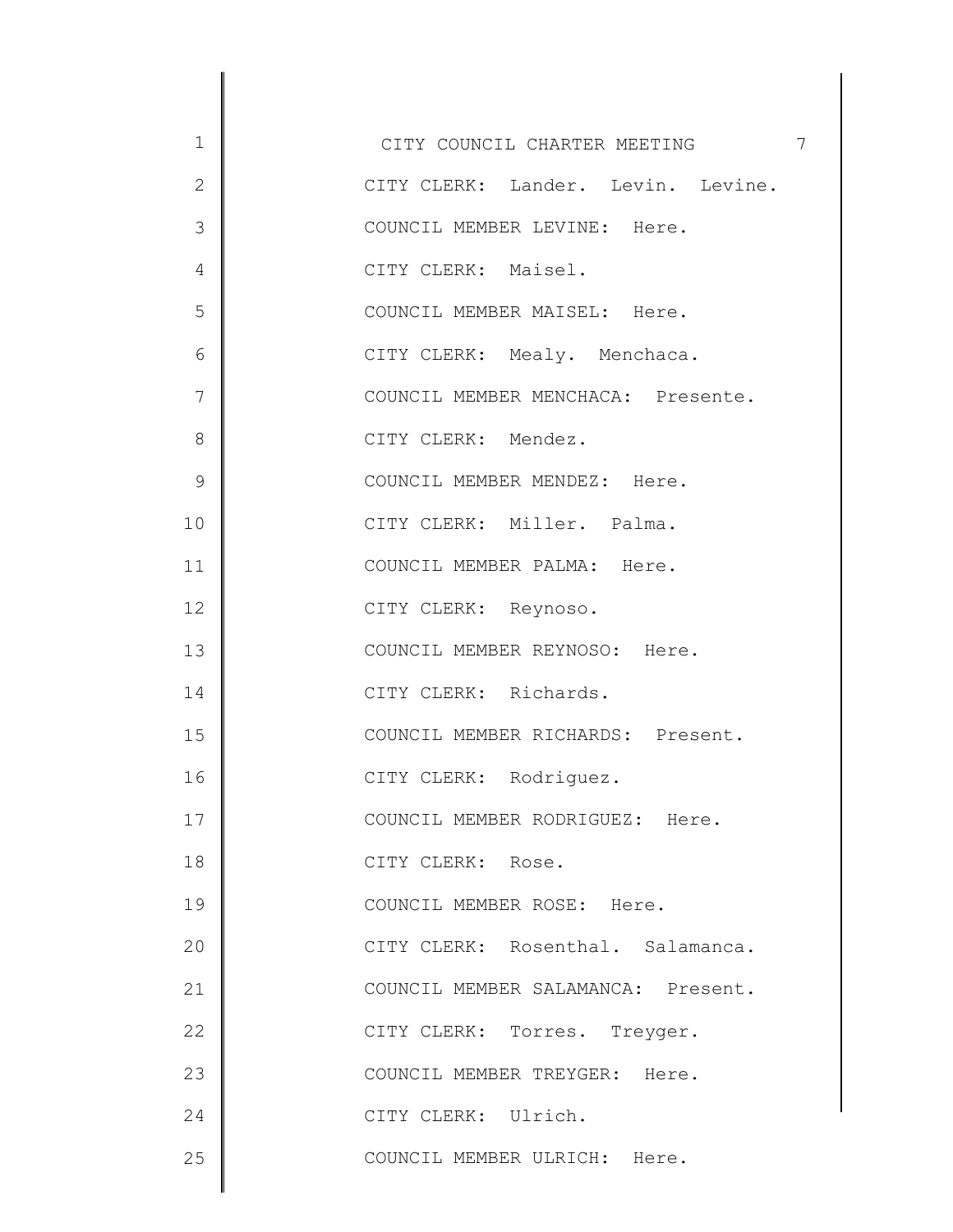CITY CLERK: Lander. Levin. Levine.

COUNCIL MEMBER LEVINE: Here.

CITY CLERK: Maisel.

COUNCIL MEMBER MAISEL: Here.

CITY CLERK: Mealy. Menchaca.

COUNCIL MEMBER MENCHACA: Presente.

CITY CLERK: Mendez.

COUNCIL MEMBER MENDEZ: Here.

CITY CLERK: Miller. Palma.

COUNCIL MEMBER PALMA: Here.

CITY CLERK: Reynoso.

COUNCIL MEMBER REYNOSO: Here.

CITY CLERK: Richards.

COUNCIL MEMBER RICHARDS: Present.

CITY CLERK: Rodriguez.

COUNCIL MEMBER RODRIGUEZ: Here.

CITY CLERK: Rose.

COUNCIL MEMBER ROSE: Here.

CITY CLERK: Rosenthal. Salamanca.

COUNCIL MEMBER SALAMANCA: Present.

CITY CLERK: Torres. Treyger.

COUNCIL MEMBER TREYGER: Here.

CITY CLERK: Ulrich.

COUNCIL MEMBER ULRICH: Here.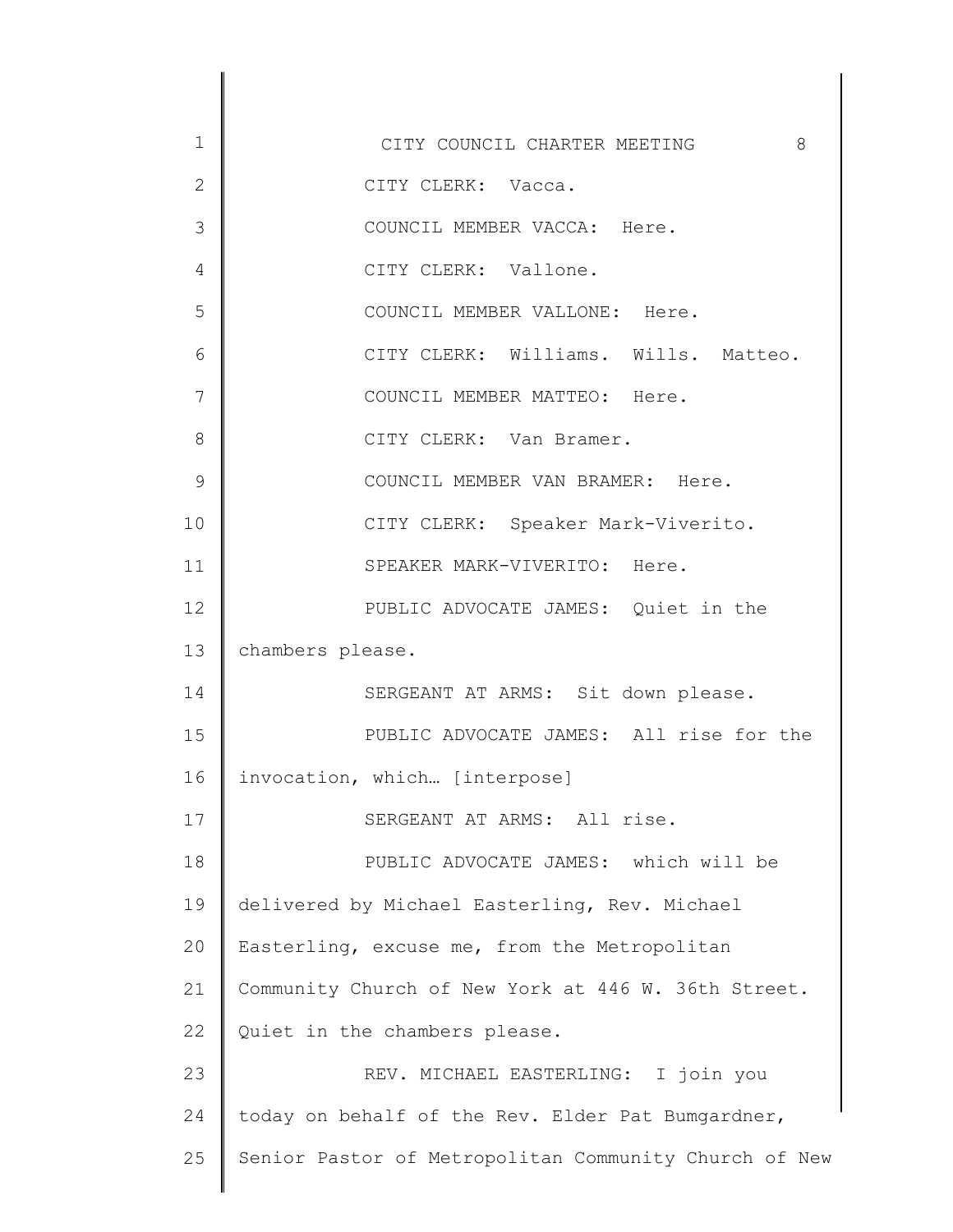CITY CLERK: Vacca.

COUNCIL MEMBER VACCA: Here.

CITY CLERK: Vallone.

COUNCIL MEMBER VALLONE: Here.

CITY CLERK: Williams. Wills. Matteo.

COUNCIL MEMBER MATTEO: Here.

CITY CLERK: Van Bramer.

COUNCIL MEMBER VAN BRAMER: Here.

CITY CLERK: Speaker Mark-Viverito.

SPEAKER MARK-VIVERITO: Here.

PUBLIC ADVOCATE JAMES: Quiet in the chambers please.

SERGEANT AT ARMS: Sit down please.

PUBLIC ADVOCATE JAMES: All rise for the invocation, which… [interpose]

SERGEANT AT ARMS: All rise.

PUBLIC ADVOCATE JAMES: which will be delivered by Michael Easterling, Rev. Michael Easterling, excuse me, from the Metropolitan Community Church of New York at 446 W. 36th Street. Quiet in the chambers please.

REV. MICHAEL EASTERLING: I join you today on behalf of the Rev. Elder Pat Bumgardner, Senior Pastor of Metropolitan Community Church of New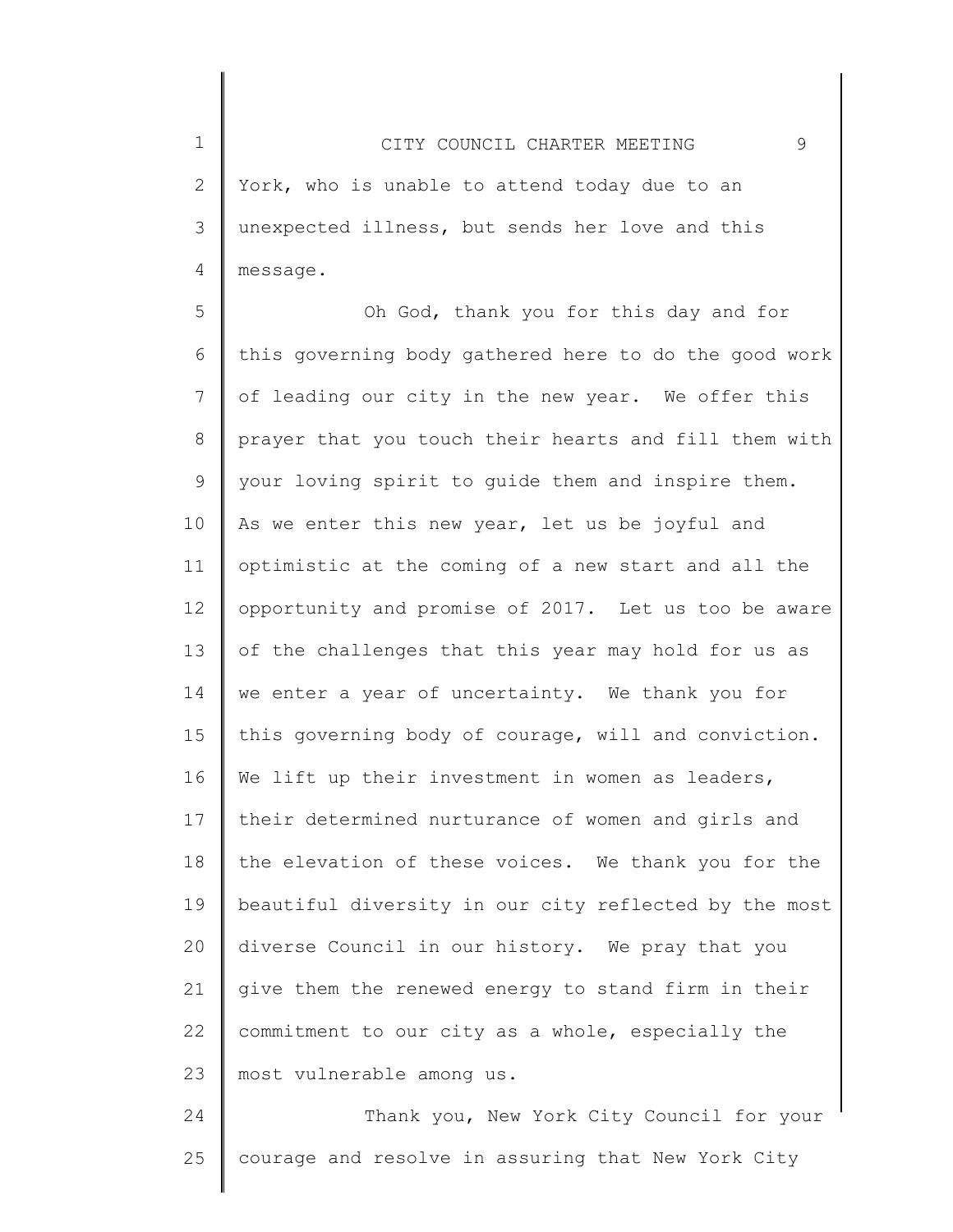York, who is unable to attend today due to an unexpected illness, but sends her love and this message.

Oh God, thank you for this day and for this governing body gathered here to do the good work of leading our city in the new year. We offer this prayer that you touch their hearts and fill them with your loving spirit to guide them and inspire them. As we enter this new year, let us be joyful and optimistic at the coming of a new start and all the opportunity and promise of 2017. Let us too be aware of the challenges that this year may hold for us as we enter a year of uncertainty. We thank you for this governing body of courage, will and conviction. We lift up their investment in women as leaders, their determined nurturance of women and girls and the elevation of these voices. We thank you for the beautiful diversity in our city reflected by the most diverse Council in our history. We pray that you give them the renewed energy to stand firm in their commitment to our city as a whole, especially the most vulnerable among us.

Thank you, New York City Council for your courage and resolve in assuring that New York City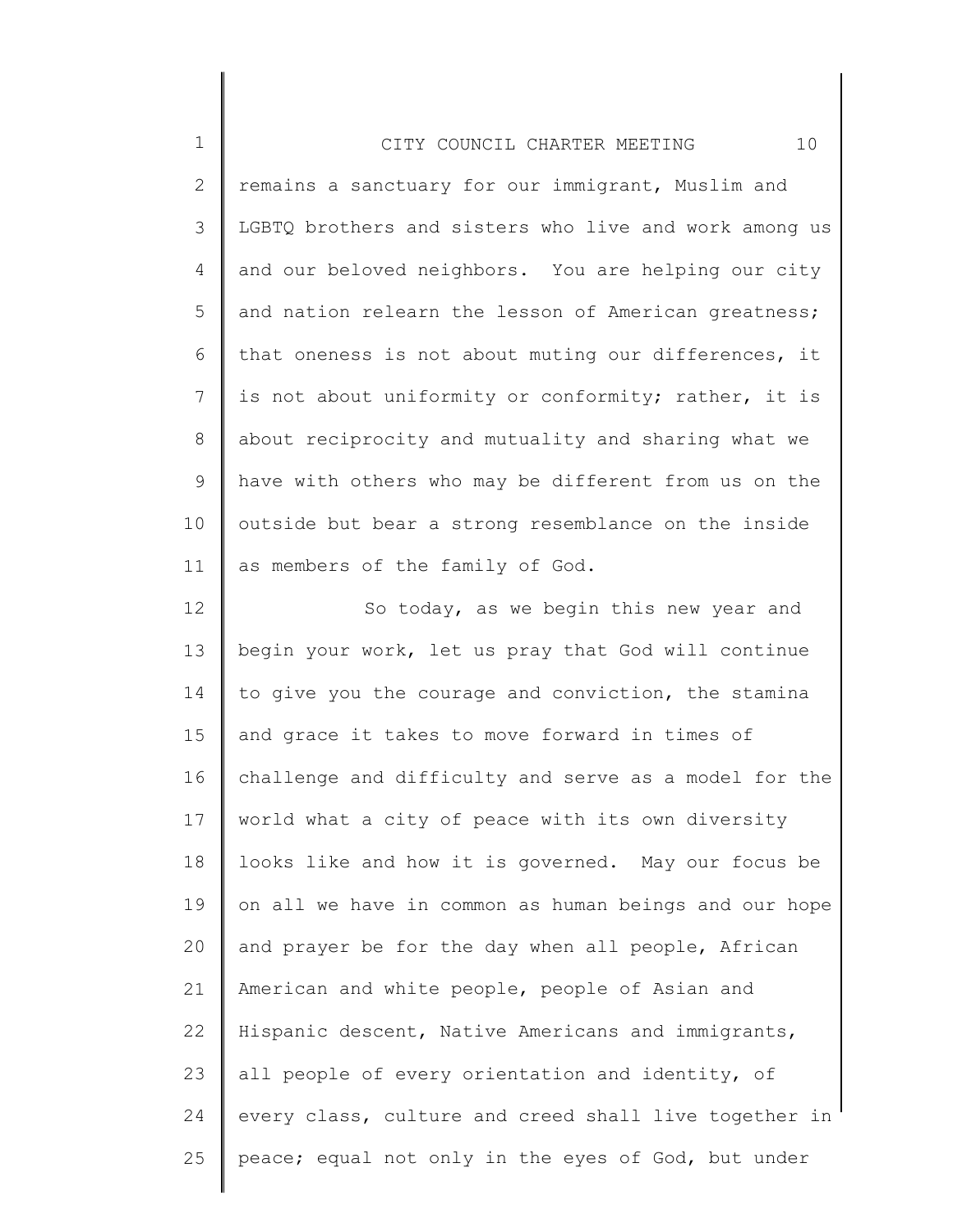remains a sanctuary for our immigrant, Muslim and LGBTQ brothers and sisters who live and work among us and our beloved neighbors. You are helping our city and nation relearn the lesson of American greatness; that oneness is not about muting our differences, it is not about uniformity or conformity; rather, it is about reciprocity and mutuality and sharing what we have with others who may be different from us on the outside but bear a strong resemblance on the inside as members of the family of God.

So today, as we begin this new year and begin your work, let us pray that God will continue to give you the courage and conviction, the stamina and grace it takes to move forward in times of challenge and difficulty and serve as a model for the world what a city of peace with its own diversity looks like and how it is governed. May our focus be on all we have in common as human beings and our hope and prayer be for the day when all people, African American and white people, people of Asian and Hispanic descent, Native Americans and immigrants, all people of every orientation and identity, of every class, culture and creed shall live together in peace; equal not only in the eyes of God, but under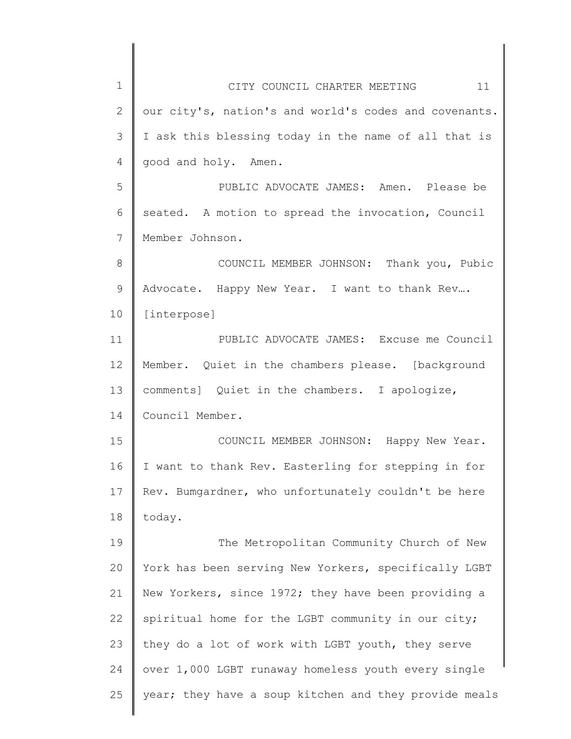our city's, nation's and world's codes and covenants. I ask this blessing today in the name of all that is good and holy. Amen.

PUBLIC ADVOCATE JAMES: Amen. Please be seated. A motion to spread the invocation, Council Member Johnson.

COUNCIL MEMBER JOHNSON: Thank you, Pubic Advocate. Happy New Year. I want to thank Rev…. [interpose]

PUBLIC ADVOCATE JAMES: Excuse me Council Member. Quiet in the chambers please. [background comments] Quiet in the chambers. I apologize, Council Member.

COUNCIL MEMBER JOHNSON: Happy New Year. I want to thank Rev. Easterling for stepping in for Rev. Bumgardner, who unfortunately couldn't be here today.

The Metropolitan Community Church of New York has been serving New Yorkers, specifically LGBT New Yorkers, since 1972; they have been providing a spiritual home for the LGBT community in our city; they do a lot of work with LGBT youth, they serve over 1,000 LGBT runaway homeless youth every single year; they have a soup kitchen and they provide meals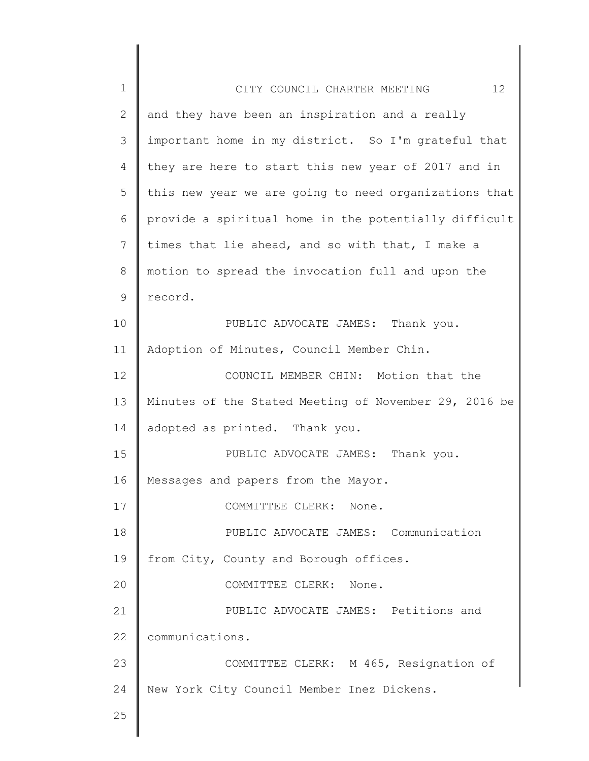and they have been an inspiration and a really important home in my district. So I'm grateful that they are here to start this new year of 2017 and in this new year we are going to need organizations that provide a spiritual home in the potentially difficult times that lie ahead, and so with that, I make a motion to spread the invocation full and upon the record.

PUBLIC ADVOCATE JAMES: Thank you. Adoption of Minutes, Council Member Chin.

COUNCIL MEMBER CHIN: Motion that the Minutes of the Stated Meeting of November 29, 2016 be adopted as printed. Thank you.

PUBLIC ADVOCATE JAMES: Thank you. Messages and papers from the Mayor.

COMMITTEE CLERK: None.

PUBLIC ADVOCATE JAMES: Communication from City, County and Borough offices.

COMMITTEE CLERK: None.

PUBLIC ADVOCATE JAMES: Petitions and communications.

COMMITTEE CLERK: M 465, Resignation of New York City Council Member Inez Dickens.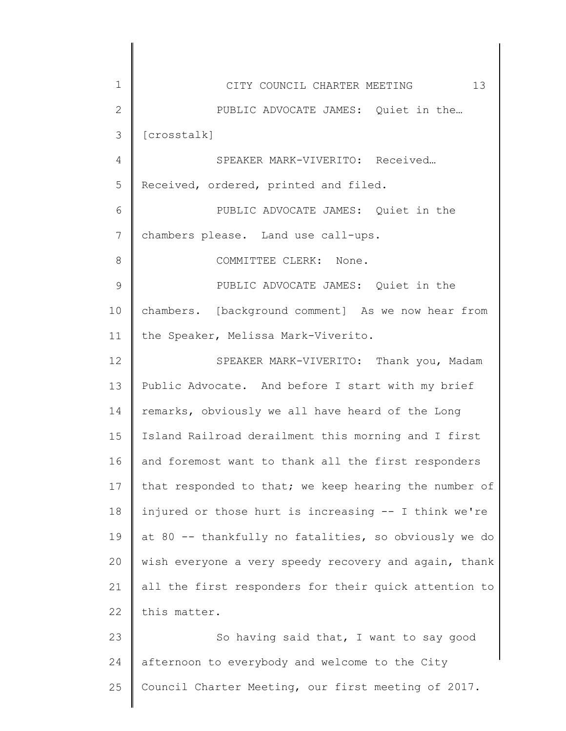PUBLIC ADVOCATE JAMES: Quiet in the… [crosstalk]

SPEAKER MARK-VIVERITO: Received… Received, ordered, printed and filed.

PUBLIC ADVOCATE JAMES: Quiet in the chambers please. Land use call-ups.

COMMITTEE CLERK: None.

PUBLIC ADVOCATE JAMES: Quiet in the chambers. [background comment] As we now hear from the Speaker, Melissa Mark-Viverito.

SPEAKER MARK-VIVERITO: Thank you, Madam Public Advocate. And before I start with my brief remarks, obviously we all have heard of the Long Island Railroad derailment this morning and I first and foremost want to thank all the first responders that responded to that; we keep hearing the number of injured or those hurt is increasing -- I think we're at 80 -- thankfully no fatalities, so obviously we do wish everyone a very speedy recovery and again, thank all the first responders for their quick attention to this matter.

So having said that, I want to say good afternoon to everybody and welcome to the City Council Charter Meeting, our first meeting of 2017.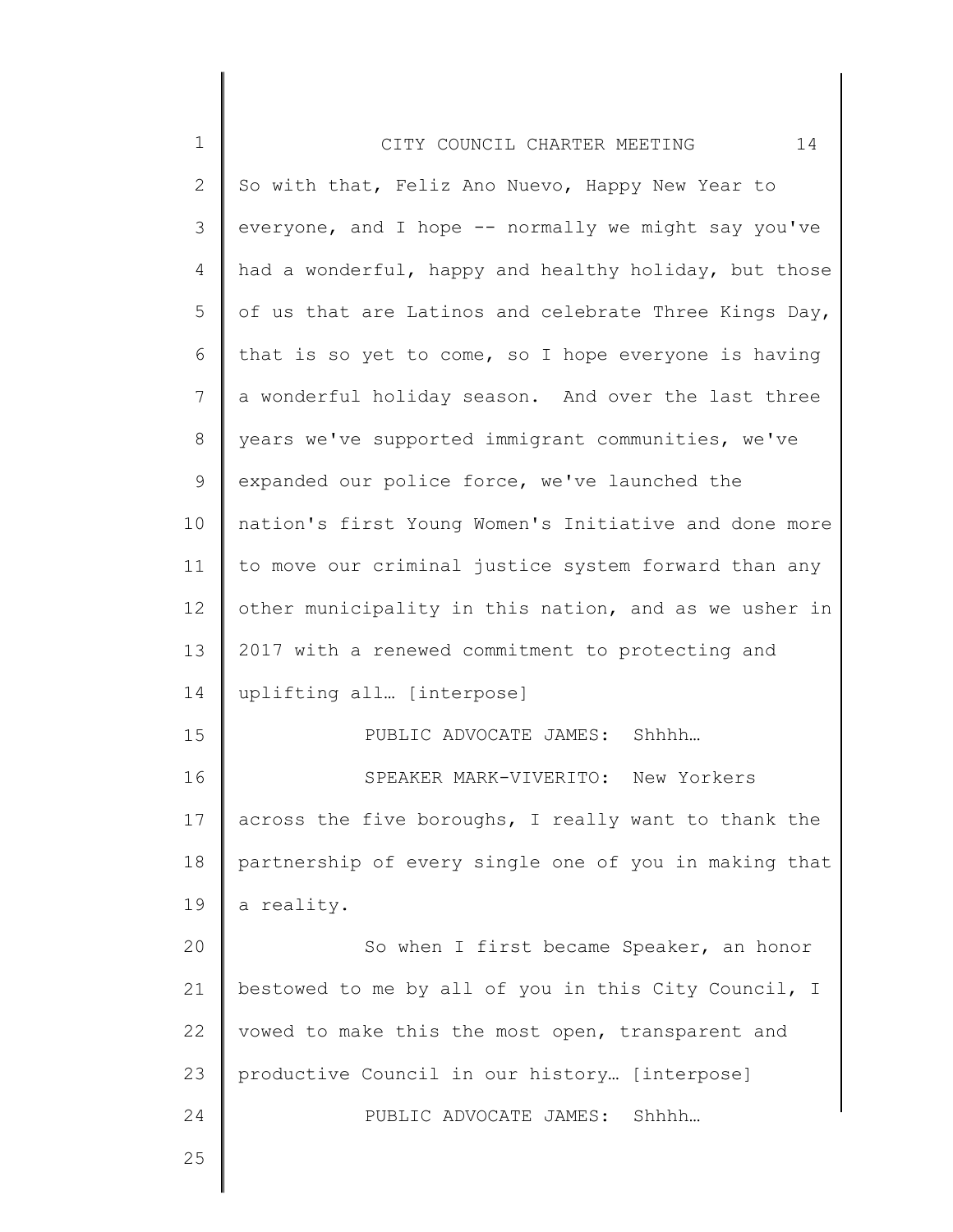So with that, Feliz Ano Nuevo, Happy New Year to everyone, and I hope -- normally we might say you've had a wonderful, happy and healthy holiday, but those of us that are Latinos and celebrate Three Kings Day, that is so yet to come, so I hope everyone is having a wonderful holiday season. And over the last three years we've supported immigrant communities, we've expanded our police force, we've launched the nation's first Young Women's Initiative and done more to move our criminal justice system forward than any other municipality in this nation, and as we usher in 2017 with a renewed commitment to protecting and uplifting all… [interpose]

PUBLIC ADVOCATE JAMES: Shhhh…

SPEAKER MARK-VIVERITO: New Yorkers across the five boroughs, I really want to thank the partnership of every single one of you in making that a reality.

So when I first became Speaker, an honor bestowed to me by all of you in this City Council, I vowed to make this the most open, transparent and productive Council in our history… [interpose]

PUBLIC ADVOCATE JAMES: Shhhh…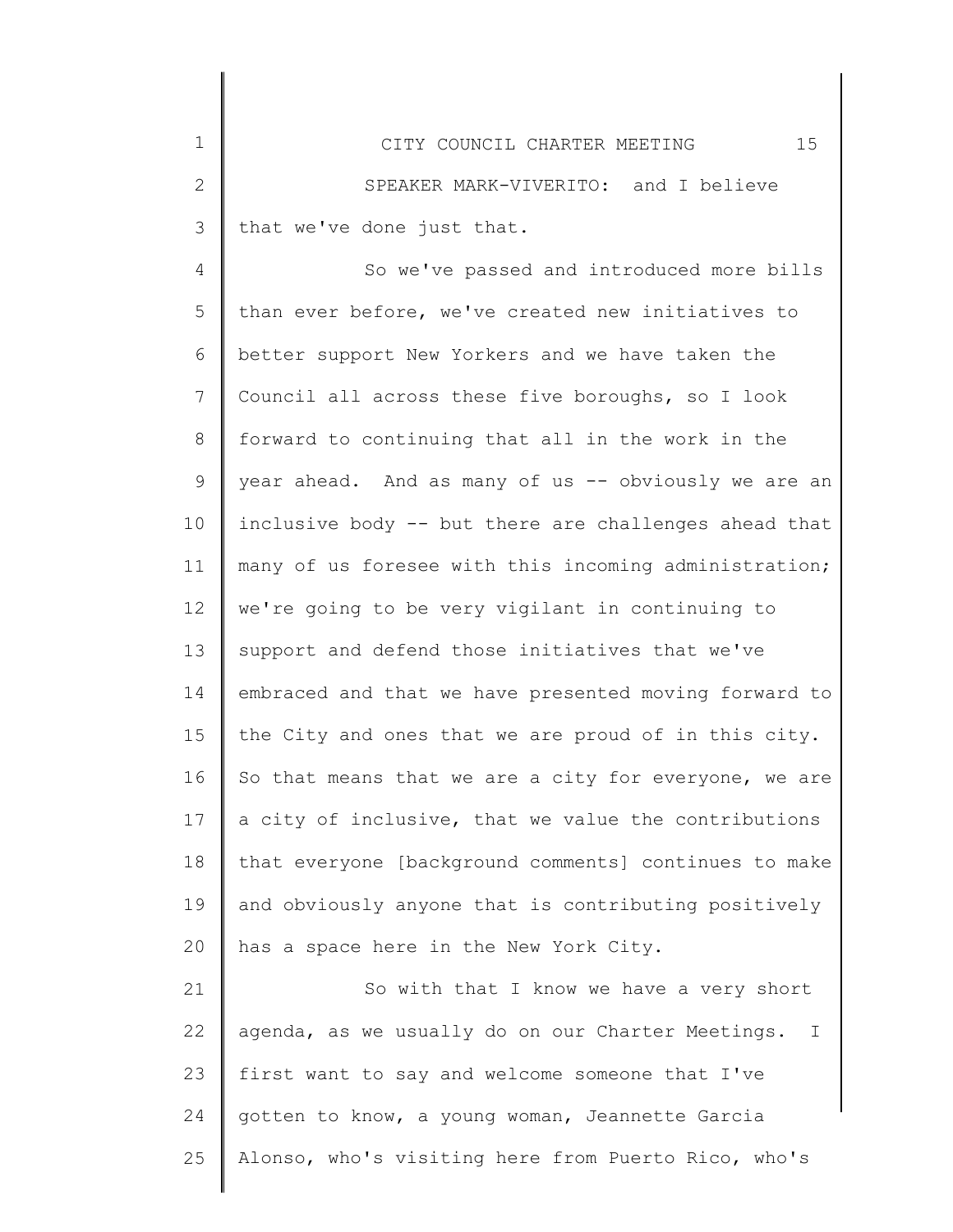SPEAKER MARK-VIVERITO: and I believe that we've done just that.

So we've passed and introduced more bills than ever before, we've created new initiatives to better support New Yorkers and we have taken the Council all across these five boroughs, so I look forward to continuing that all in the work in the year ahead. And as many of us -- obviously we are an inclusive body -- but there are challenges ahead that many of us foresee with this incoming administration; we're going to be very vigilant in continuing to support and defend those initiatives that we've embraced and that we have presented moving forward to the City and ones that we are proud of in this city. So that means that we are a city for everyone, we are a city of inclusive, that we value the contributions that everyone [background comments] continues to make and obviously anyone that is contributing positively has a space here in the New York City.

So with that I know we have a very short agenda, as we usually do on our Charter Meetings. I first want to say and welcome someone that I've gotten to know, a young woman, Jeannette Garcia Alonso, who's visiting here from Puerto Rico, who's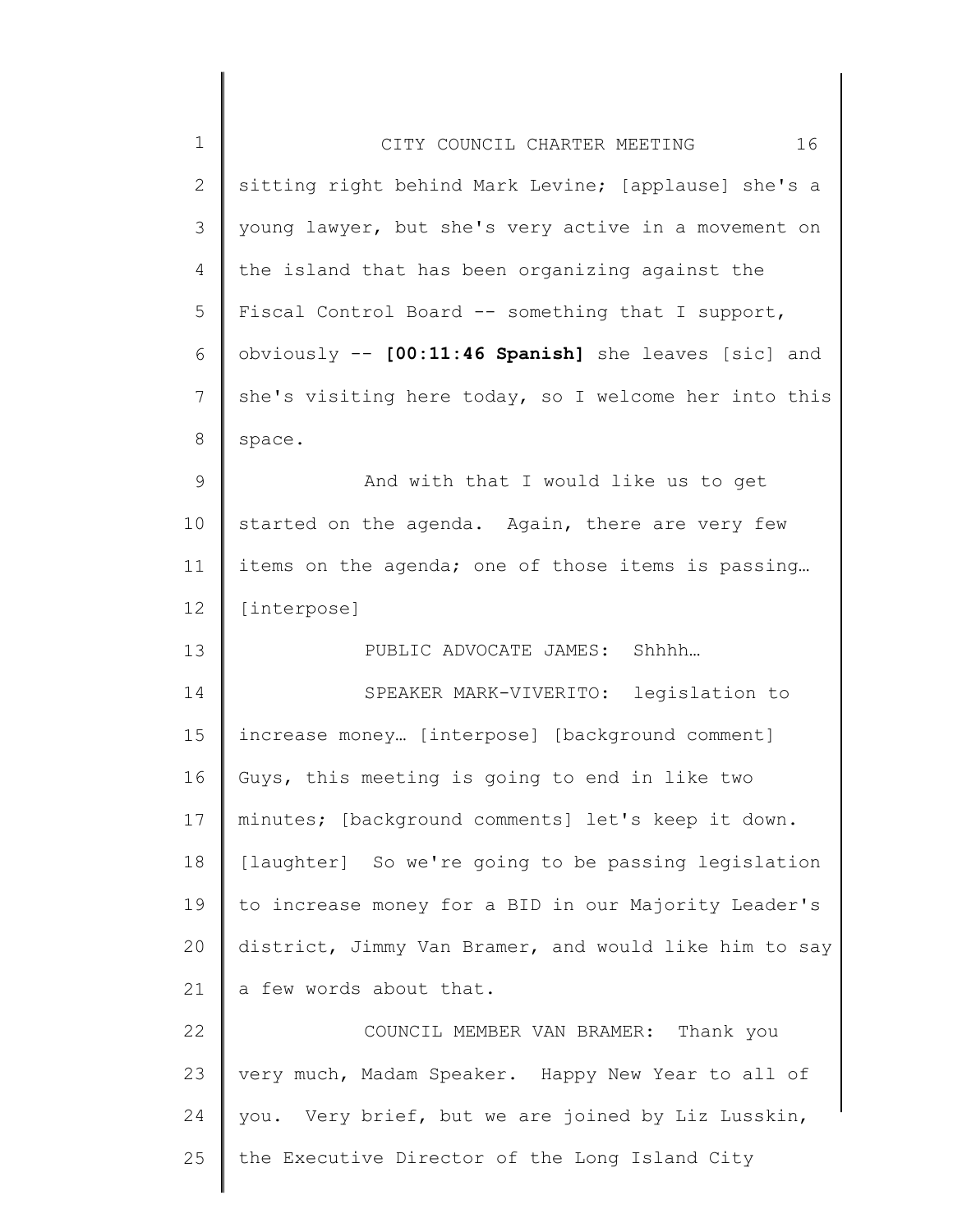sitting right behind Mark Levine; [applause] she's a young lawyer, but she's very active in a movement on the island that has been organizing against the Fiscal Control Board -- something that I support, obviously -- **[00:11:46 Spanish]** she leaves [sic] and she's visiting here today, so I welcome her into this space.

And with that I would like us to get started on the agenda. Again, there are very few items on the agenda; one of those items is passing… [interpose]

PUBLIC ADVOCATE JAMES: Shhhh…

SPEAKER MARK-VIVERITO: legislation to increase money… [interpose] [background comment] Guys, this meeting is going to end in like two minutes; [background comments] let's keep it down. [laughter] So we're going to be passing legislation to increase money for a BID in our Majority Leader's district, Jimmy Van Bramer, and would like him to say a few words about that.

COUNCIL MEMBER VAN BRAMER: Thank you very much, Madam Speaker. Happy New Year to all of you. Very brief, but we are joined by Liz Lusskin, the Executive Director of the Long Island City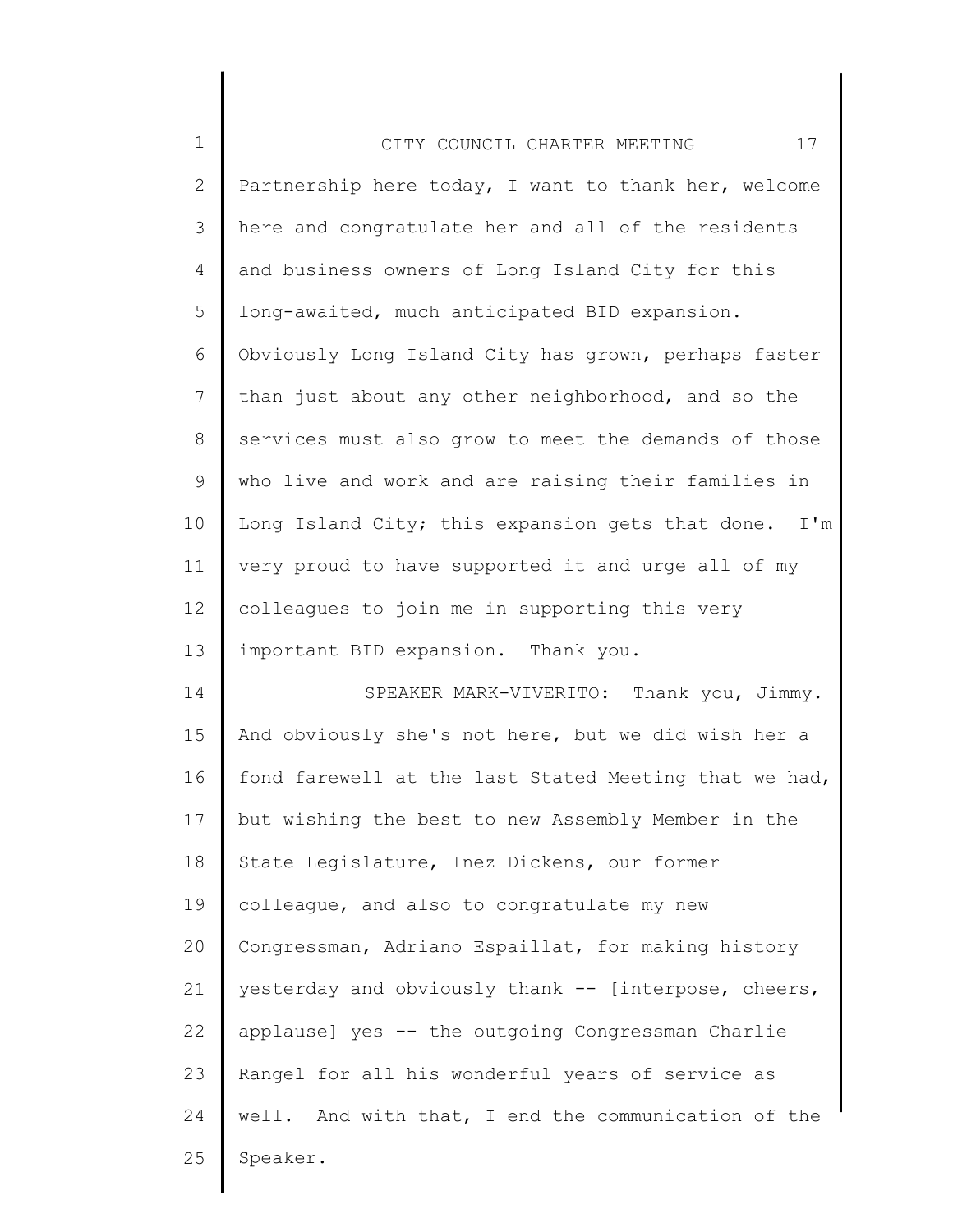Partnership here today, I want to thank her, welcome here and congratulate her and all of the residents and business owners of Long Island City for this long-awaited, much anticipated BID expansion. Obviously Long Island City has grown, perhaps faster than just about any other neighborhood, and so the services must also grow to meet the demands of those who live and work and are raising their families in Long Island City; this expansion gets that done. I'm very proud to have supported it and urge all of my colleagues to join me in supporting this very important BID expansion. Thank you.

SPEAKER MARK-VIVERITO: Thank you, Jimmy. And obviously she's not here, but we did wish her a fond farewell at the last Stated Meeting that we had, but wishing the best to new Assembly Member in the State Legislature, Inez Dickens, our former colleague, and also to congratulate my new Congressman, Adriano Espaillat, for making history yesterday and obviously thank -- [interpose, cheers, applause] yes -- the outgoing Congressman Charlie Rangel for all his wonderful years of service as well. And with that, I end the communication of the Speaker.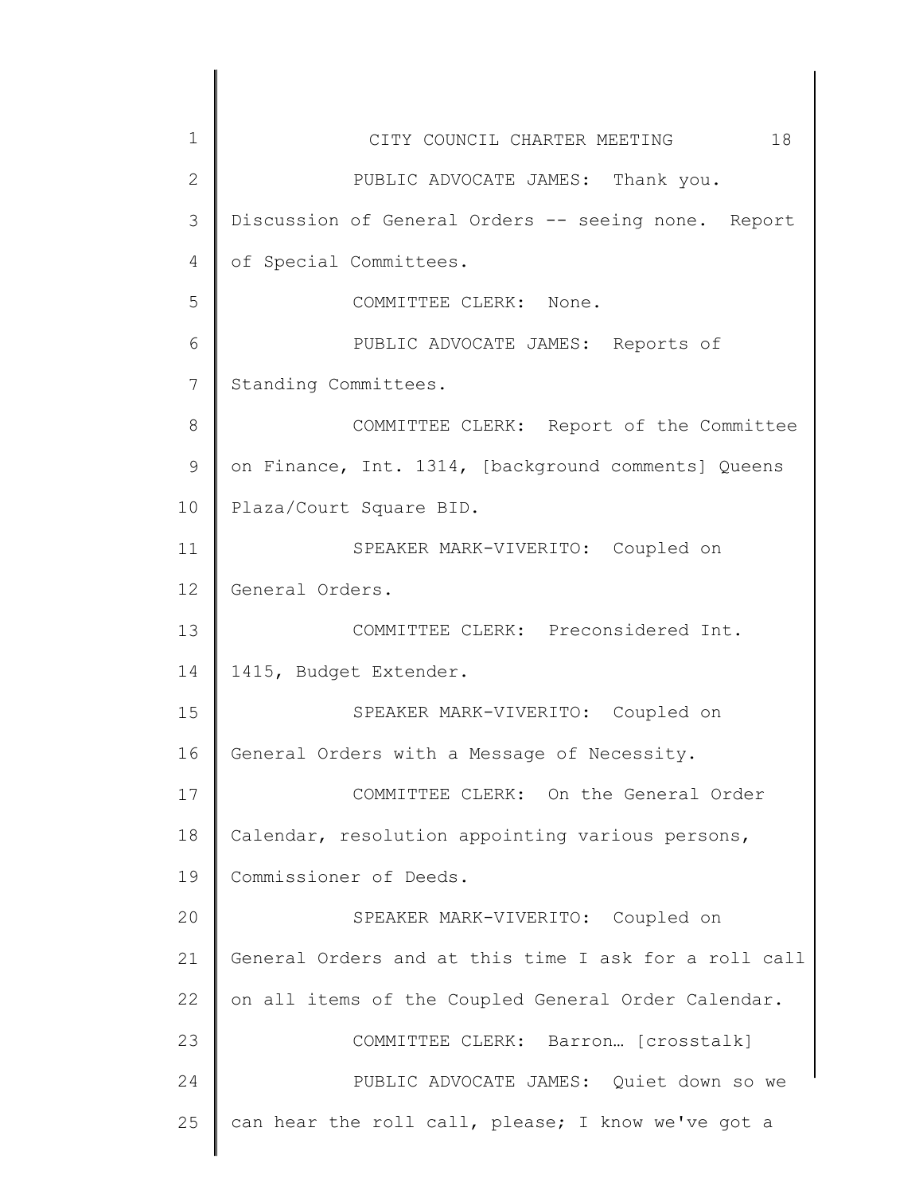PUBLIC ADVOCATE JAMES: Thank you. Discussion of General Orders -- seeing none. Report of Special Committees.

COMMITTEE CLERK: None.

PUBLIC ADVOCATE JAMES: Reports of Standing Committees.

COMMITTEE CLERK: Report of the Committee on Finance, Int. 1314, [background comments] Queens Plaza/Court Square BID.

SPEAKER MARK-VIVERITO: Coupled on General Orders.

COMMITTEE CLERK: Preconsidered Int. 1415, Budget Extender.

SPEAKER MARK-VIVERITO: Coupled on General Orders with a Message of Necessity.

COMMITTEE CLERK: On the General Order Calendar, resolution appointing various persons, Commissioner of Deeds.

SPEAKER MARK-VIVERITO: Coupled on General Orders and at this time I ask for a roll call on all items of the Coupled General Order Calendar.

COMMITTEE CLERK: Barron… [crosstalk]

PUBLIC ADVOCATE JAMES: Quiet down so we can hear the roll call, please; I know we've got a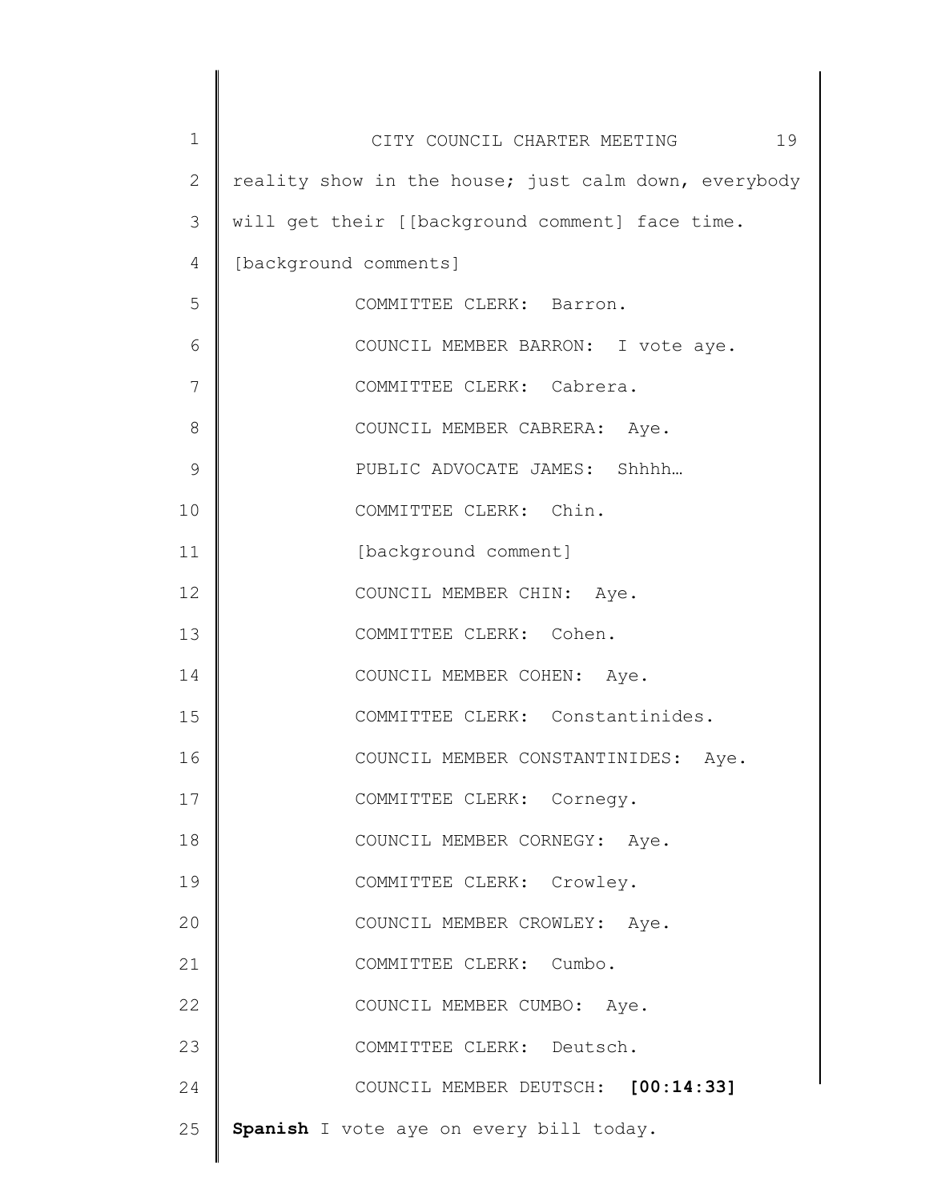reality show in the house; just calm down, everybody will get their [[background comment] face time.

[background comments]

COMMITTEE CLERK: Barron.

COUNCIL MEMBER BARRON: I vote aye.

COMMITTEE CLERK: Cabrera.

COUNCIL MEMBER CABRERA: Aye.

PUBLIC ADVOCATE JAMES: Shhhh…

COMMITTEE CLERK: Chin.

[background comment]

COUNCIL MEMBER CHIN: Aye.

COMMITTEE CLERK: Cohen.

COUNCIL MEMBER COHEN: Aye.

COMMITTEE CLERK: Constantinides.

COUNCIL MEMBER CONSTANTINIDES: Aye.

COMMITTEE CLERK: Cornegy.

COUNCIL MEMBER CORNEGY: Aye.

COMMITTEE CLERK: Crowley.

COUNCIL MEMBER CROWLEY: Aye.

COMMITTEE CLERK: Cumbo.

COUNCIL MEMBER CUMBO: Aye.

COMMITTEE CLERK: Deutsch.

COUNCIL MEMBER DEUTSCH: **[00:14:33] Spanish** I vote aye on every bill today.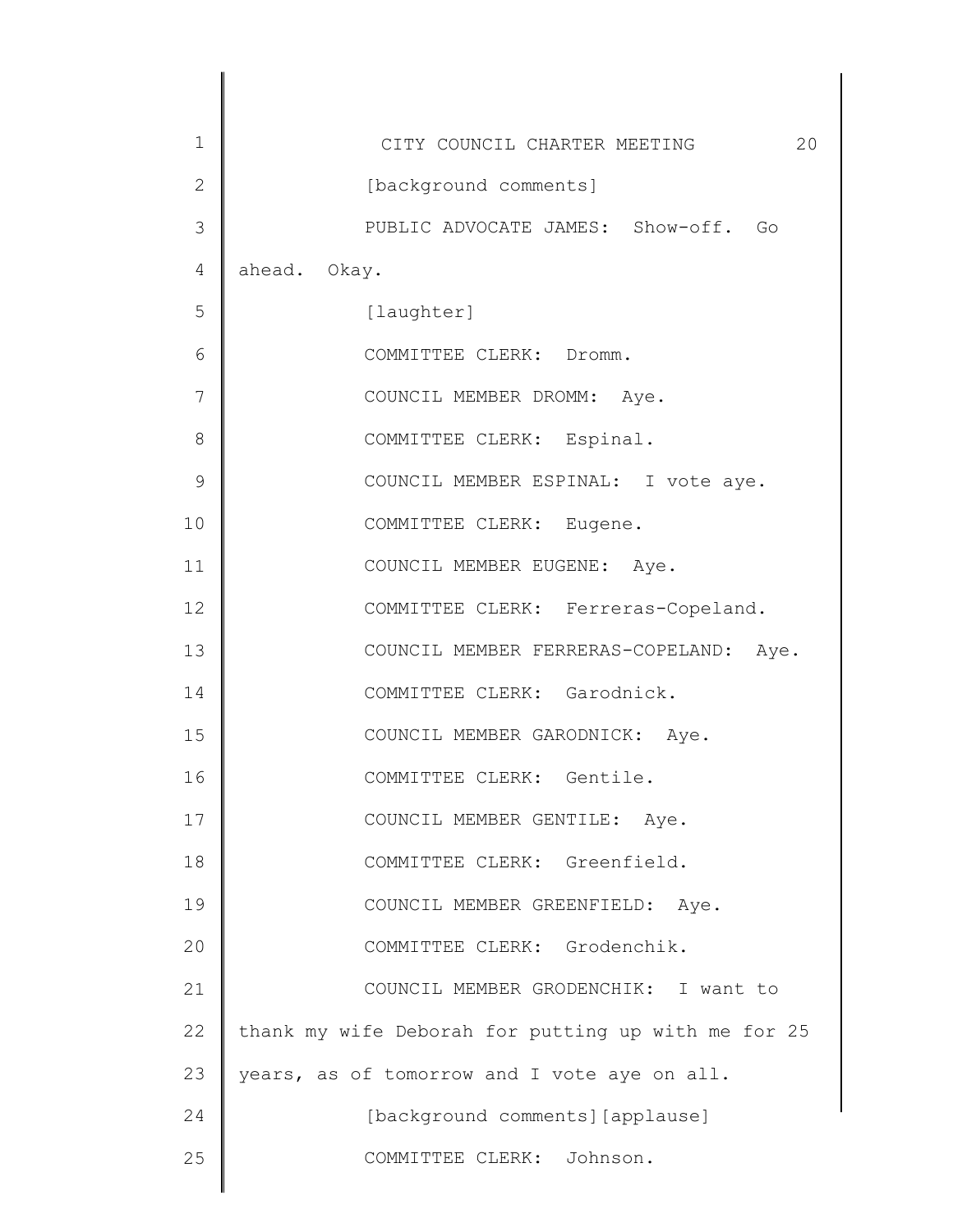[background comments]

PUBLIC ADVOCATE JAMES: Show-off. Go ahead. Okay.

[laughter]

COMMITTEE CLERK: Dromm.

COUNCIL MEMBER DROMM: Aye.

COMMITTEE CLERK: Espinal.

COUNCIL MEMBER ESPINAL: I vote aye.

COMMITTEE CLERK: Eugene.

COUNCIL MEMBER EUGENE: Aye.

COMMITTEE CLERK: Ferreras-Copeland.

COUNCIL MEMBER FERRERAS-COPELAND: Aye.

COMMITTEE CLERK: Garodnick.

COUNCIL MEMBER GARODNICK: Aye.

COMMITTEE CLERK: Gentile.

COUNCIL MEMBER GENTILE: Aye.

COMMITTEE CLERK: Greenfield.

COUNCIL MEMBER GREENFIELD: Aye.

COMMITTEE CLERK: Grodenchik.

COUNCIL MEMBER GRODENCHIK: I want to thank my wife Deborah for putting up with me for 25 years, as of tomorrow and I vote aye on all.

[background comments][applause]

COMMITTEE CLERK: Johnson.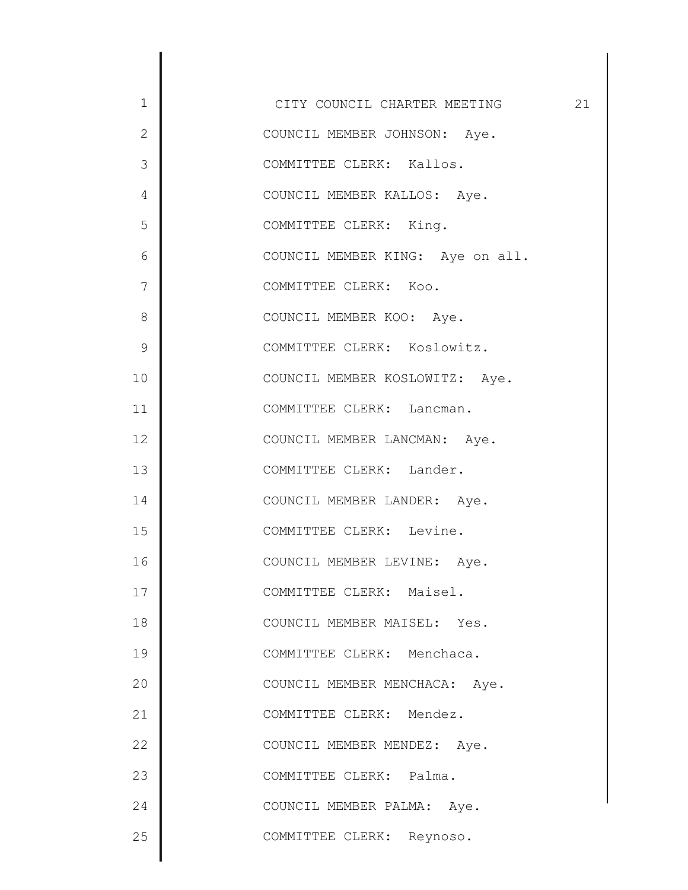COUNCIL MEMBER JOHNSON: Aye.

COMMITTEE CLERK: Kallos.

COUNCIL MEMBER KALLOS: Aye.

COMMITTEE CLERK: King.

COUNCIL MEMBER KING: Aye on all.

COMMITTEE CLERK: Koo.

COUNCIL MEMBER KOO: Aye.

COMMITTEE CLERK: Koslowitz.

COUNCIL MEMBER KOSLOWITZ: Aye.

COMMITTEE CLERK: Lancman.

COUNCIL MEMBER LANCMAN: Aye.

COMMITTEE CLERK: Lander.

COUNCIL MEMBER LANDER: Aye.

COMMITTEE CLERK: Levine.

COUNCIL MEMBER LEVINE: Aye.

COMMITTEE CLERK: Maisel.

COUNCIL MEMBER MAISEL: Yes.

COMMITTEE CLERK: Menchaca.

COUNCIL MEMBER MENCHACA: Aye.

COMMITTEE CLERK: Mendez.

COUNCIL MEMBER MENDEZ: Aye.

COMMITTEE CLERK: Palma.

COUNCIL MEMBER PALMA: Aye.

COMMITTEE CLERK: Reynoso.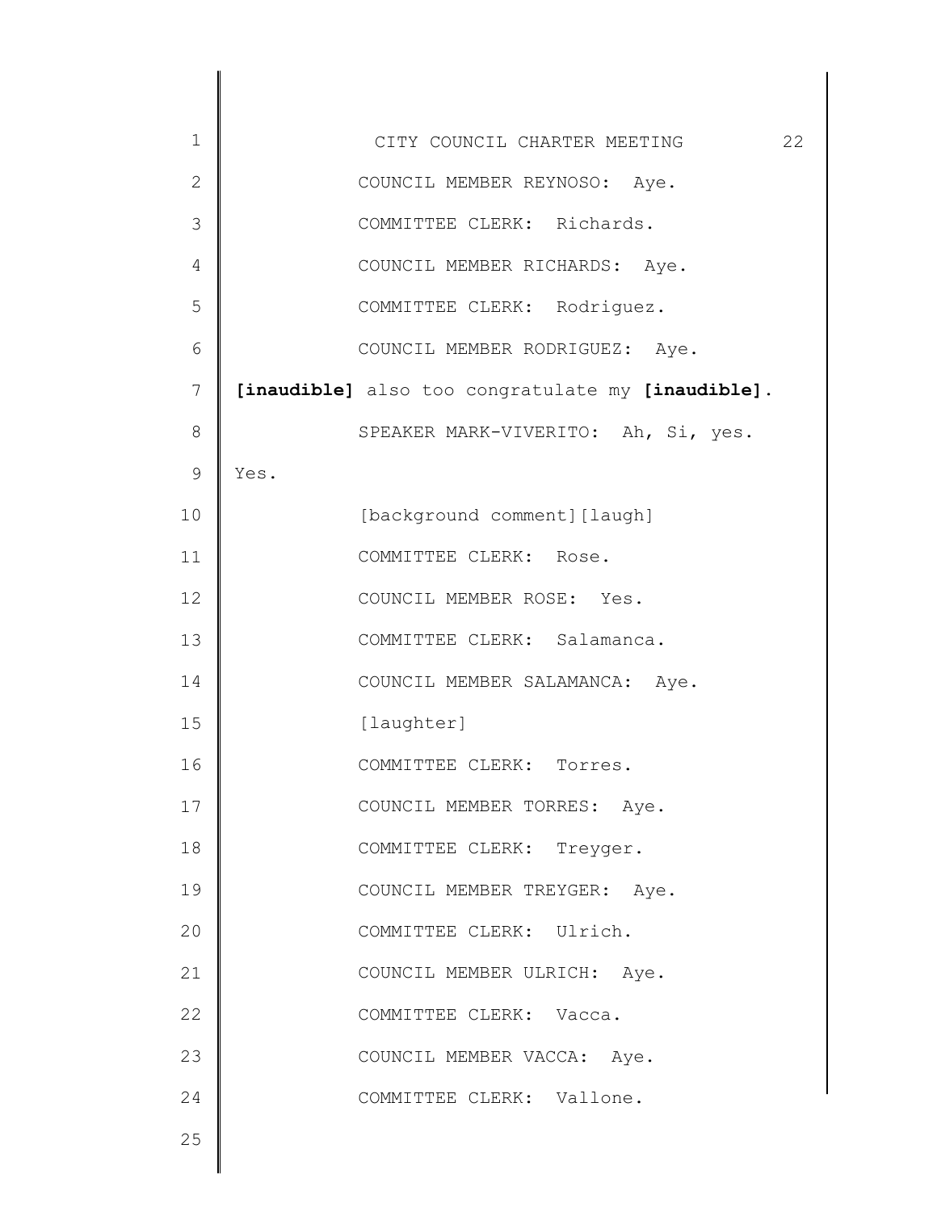COUNCIL MEMBER REYNOSO: Aye.

COMMITTEE CLERK: Richards.

COUNCIL MEMBER RICHARDS: Aye.

COMMITTEE CLERK: Rodriguez.

COUNCIL MEMBER RODRIGUEZ: Aye.

**[inaudible]** also too congratulate my **[inaudible]**.

SPEAKER MARK-VIVERITO: Ah, Si, yes. Yes.

[background comment][laugh]

COMMITTEE CLERK: Rose.

COUNCIL MEMBER ROSE: Yes.

COMMITTEE CLERK: Salamanca.

COUNCIL MEMBER SALAMANCA: Aye.

[laughter]

COMMITTEE CLERK: Torres.

COUNCIL MEMBER TORRES: Aye.

COMMITTEE CLERK: Treyger.

COUNCIL MEMBER TREYGER: Aye.

COMMITTEE CLERK: Ulrich.

COUNCIL MEMBER ULRICH: Aye.

COMMITTEE CLERK: Vacca.

COUNCIL MEMBER VACCA: Aye.

COMMITTEE CLERK: Vallone.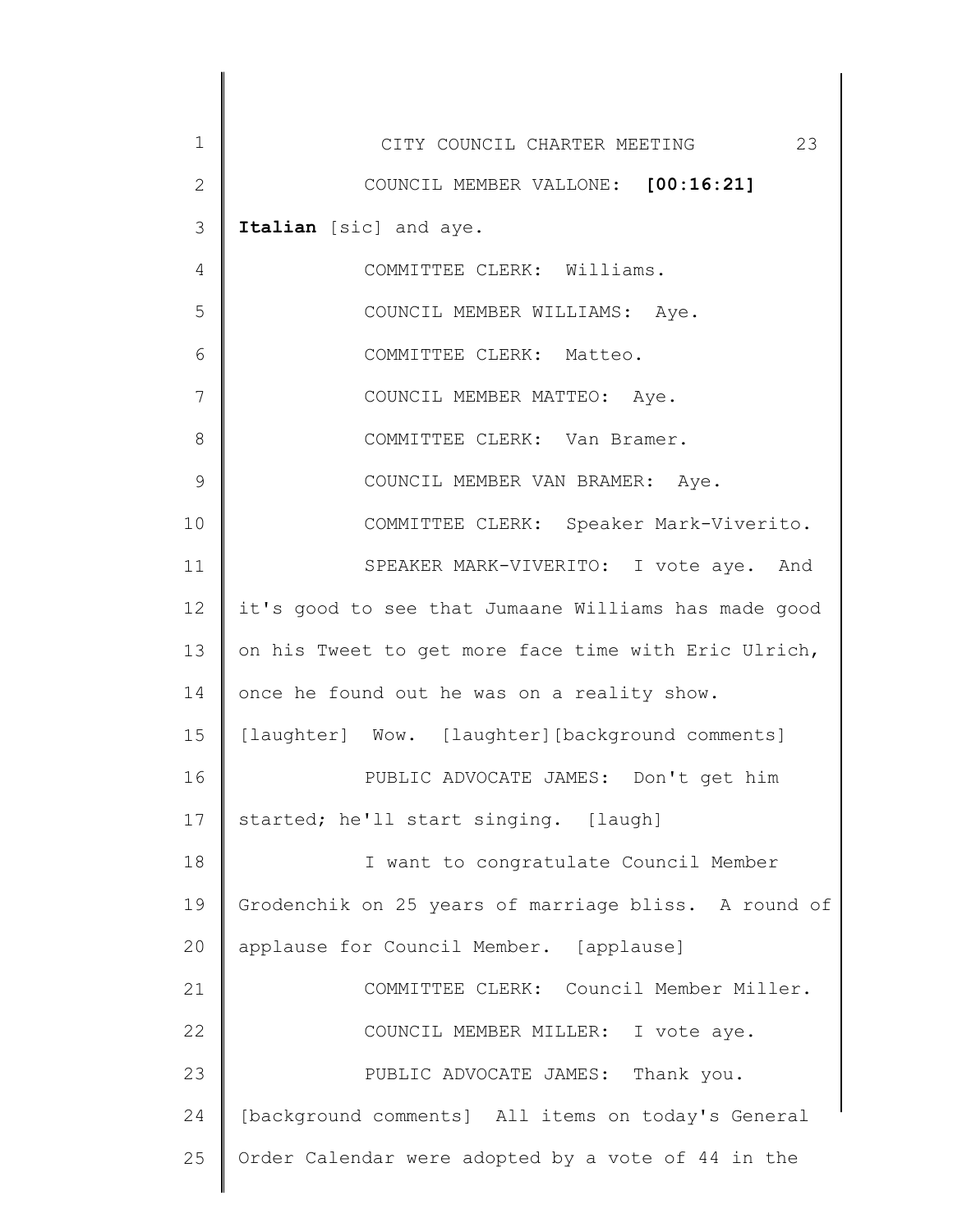COUNCIL MEMBER VALLONE: **[00:16:21] Italian** [sic] and aye.

COMMITTEE CLERK: Williams.

COUNCIL MEMBER WILLIAMS: Aye.

COMMITTEE CLERK: Matteo.

COUNCIL MEMBER MATTEO: Aye.

COMMITTEE CLERK: Van Bramer.

COUNCIL MEMBER VAN BRAMER: Aye.

COMMITTEE CLERK: Speaker Mark-Viverito.

SPEAKER MARK-VIVERITO: I vote aye. And it's good to see that Jumaane Williams has made good on his Tweet to get more face time with Eric Ulrich, once he found out he was on a reality show. [laughter] Wow. [laughter][background comments]

PUBLIC ADVOCATE JAMES: Don't get him started; he'll start singing. [laugh]

I want to congratulate Council Member Grodenchik on 25 years of marriage bliss. A round of applause for Council Member. [applause]

COMMITTEE CLERK: Council Member Miller.

COUNCIL MEMBER MILLER: I vote aye.

PUBLIC ADVOCATE JAMES: Thank you. [background comments] All items on today's General Order Calendar were adopted by a vote of 44 in the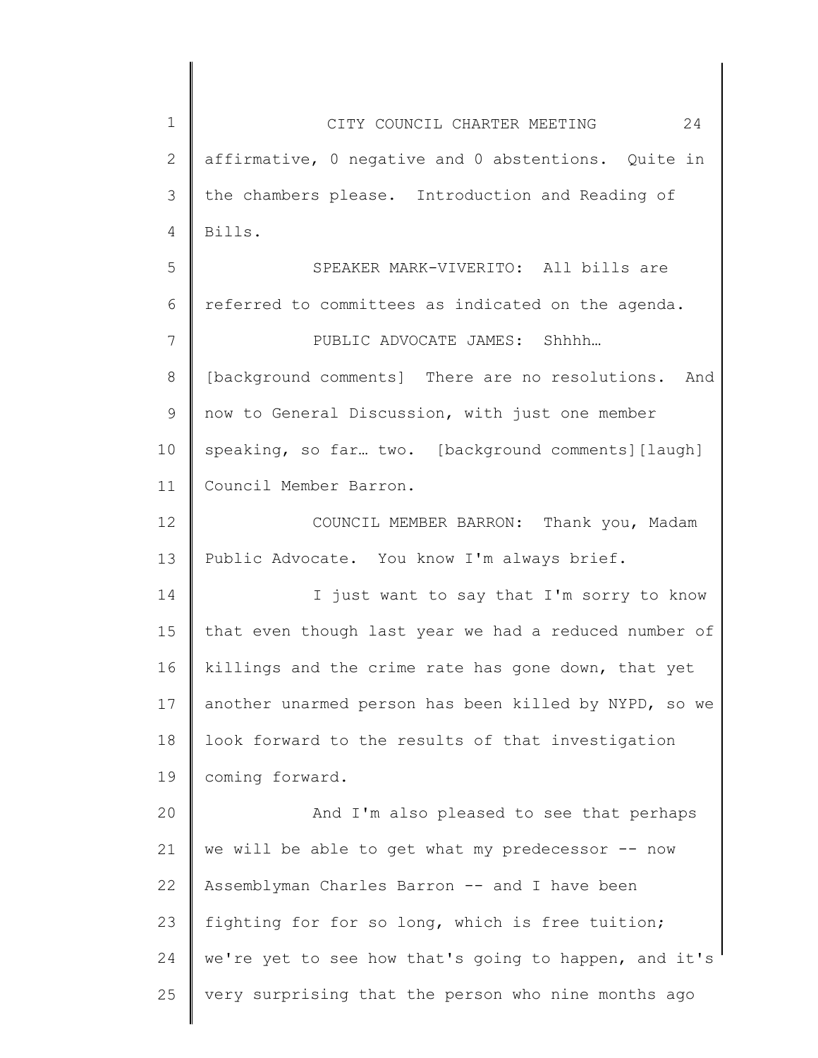affirmative, 0 negative and 0 abstentions. Quite in the chambers please. Introduction and Reading of Bills.

SPEAKER MARK-VIVERITO: All bills are referred to committees as indicated on the agenda.

PUBLIC ADVOCATE JAMES: Shhhh… [background comments] There are no resolutions. And now to General Discussion, with just one member speaking, so far… two. [background comments][laugh] Council Member Barron.

COUNCIL MEMBER BARRON: Thank you, Madam Public Advocate. You know I'm always brief.

I just want to say that I'm sorry to know that even though last year we had a reduced number of killings and the crime rate has gone down, that yet another unarmed person has been killed by NYPD, so we look forward to the results of that investigation coming forward.

And I'm also pleased to see that perhaps we will be able to get what my predecessor -- now Assemblyman Charles Barron -- and I have been fighting for for so long, which is free tuition; we're yet to see how that's going to happen, and it's very surprising that the person who nine months ago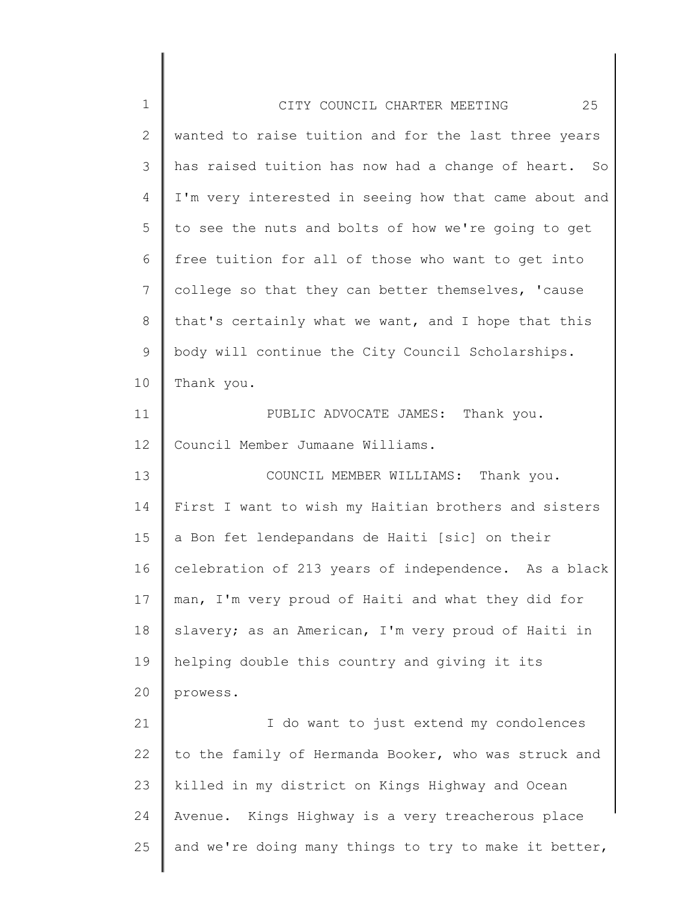wanted to raise tuition and for the last three years has raised tuition has now had a change of heart. So I'm very interested in seeing how that came about and to see the nuts and bolts of how we're going to get free tuition for all of those who want to get into college so that they can better themselves, 'cause that's certainly what we want, and I hope that this body will continue the City Council Scholarships. Thank you.

PUBLIC ADVOCATE JAMES: Thank you. Council Member Jumaane Williams.

COUNCIL MEMBER WILLIAMS: Thank you. First I want to wish my Haitian brothers and sisters a Bon fet lendepandans de Haiti [sic] on their celebration of 213 years of independence. As a black man, I'm very proud of Haiti and what they did for slavery; as an American, I'm very proud of Haiti in helping double this country and giving it its prowess.

I do want to just extend my condolences to the family of Hermanda Booker, who was struck and killed in my district on Kings Highway and Ocean Avenue. Kings Highway is a very treacherous place and we're doing many things to try to make it better,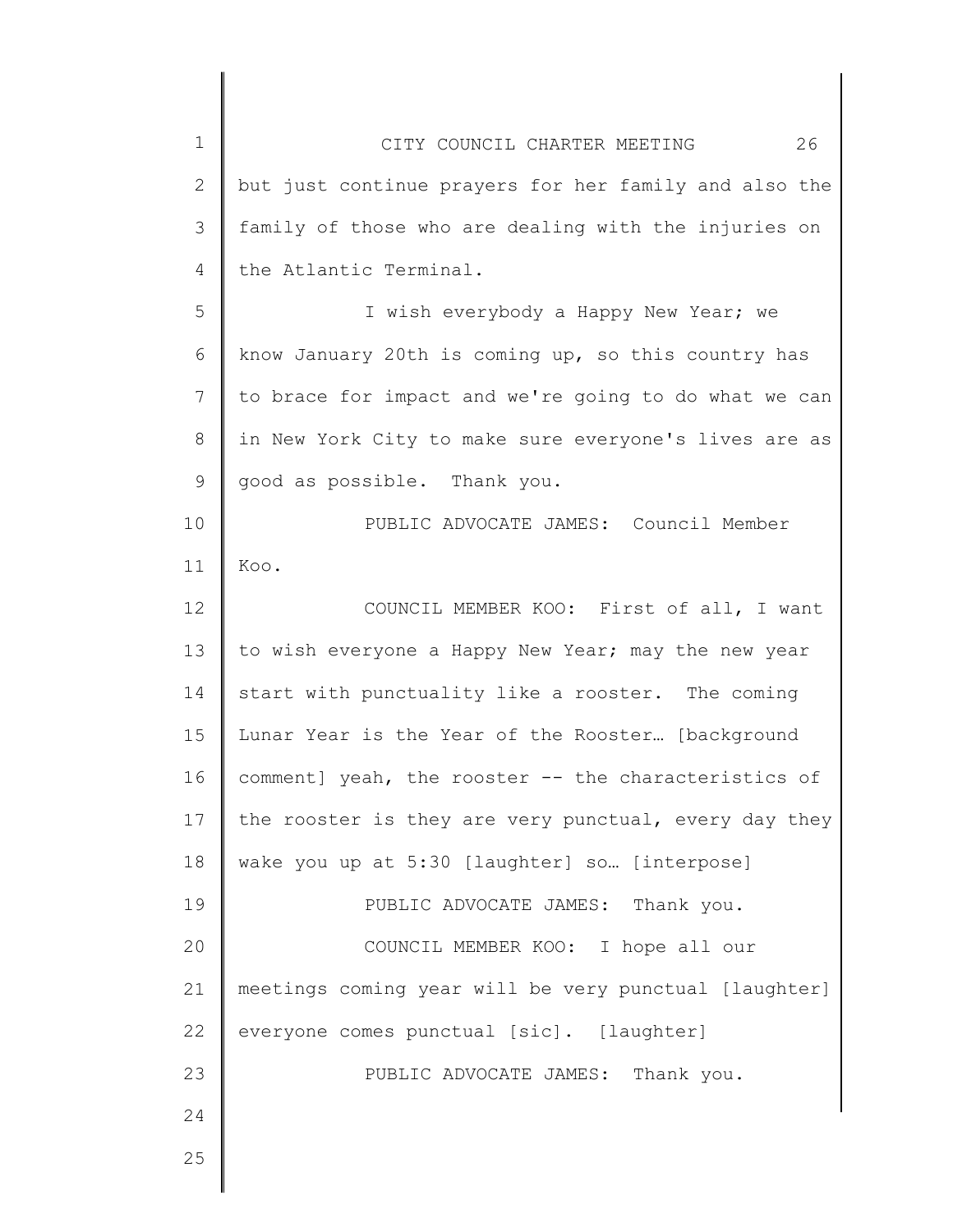but just continue prayers for her family and also the family of those who are dealing with the injuries on the Atlantic Terminal.

I wish everybody a Happy New Year; we know January 20th is coming up, so this country has to brace for impact and we're going to do what we can in New York City to make sure everyone's lives are as good as possible. Thank you.

PUBLIC ADVOCATE JAMES: Council Member Koo.

COUNCIL MEMBER KOO: First of all, I want to wish everyone a Happy New Year; may the new year start with punctuality like a rooster. The coming Lunar Year is the Year of the Rooster… [background comment] yeah, the rooster -- the characteristics of the rooster is they are very punctual, every day they wake you up at 5:30 [laughter] so… [interpose]

PUBLIC ADVOCATE JAMES: Thank you.

COUNCIL MEMBER KOO: I hope all our meetings coming year will be very punctual [laughter] everyone comes punctual [sic]. [laughter]

PUBLIC ADVOCATE JAMES: Thank you.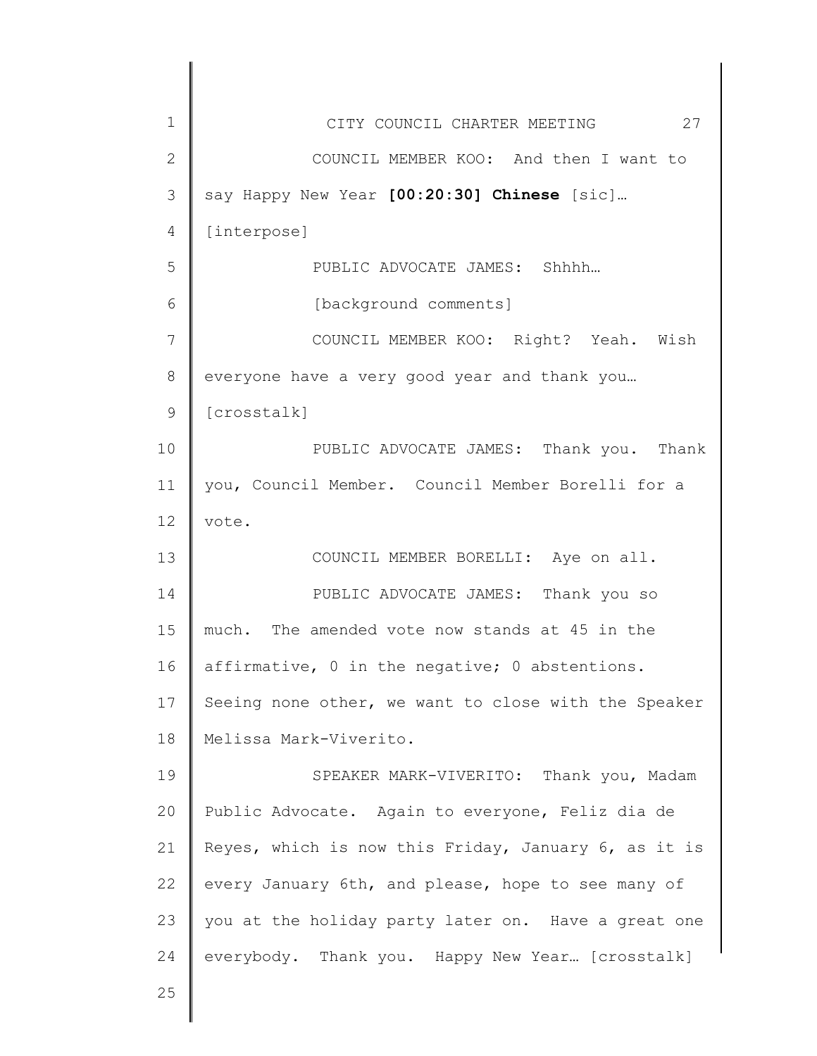COUNCIL MEMBER KOO: And then I want to say Happy New Year **[00:20:30] Chinese** [sic]… [interpose]

PUBLIC ADVOCATE JAMES: Shhhh…

[background comments]

COUNCIL MEMBER KOO: Right? Yeah. Wish everyone have a very good year and thank you… [crosstalk]

PUBLIC ADVOCATE JAMES: Thank you. Thank you, Council Member. Council Member Borelli for a vote.

COUNCIL MEMBER BORELLI: Aye on all.

PUBLIC ADVOCATE JAMES: Thank you so much. The amended vote now stands at 45 in the affirmative, 0 in the negative; 0 abstentions. Seeing none other, we want to close with the Speaker Melissa Mark-Viverito.

SPEAKER MARK-VIVERITO: Thank you, Madam Public Advocate. Again to everyone, Feliz dia de Reyes, which is now this Friday, January 6, as it is every January 6th, and please, hope to see many of you at the holiday party later on. Have a great one everybody. Thank you. Happy New Year… [crosstalk]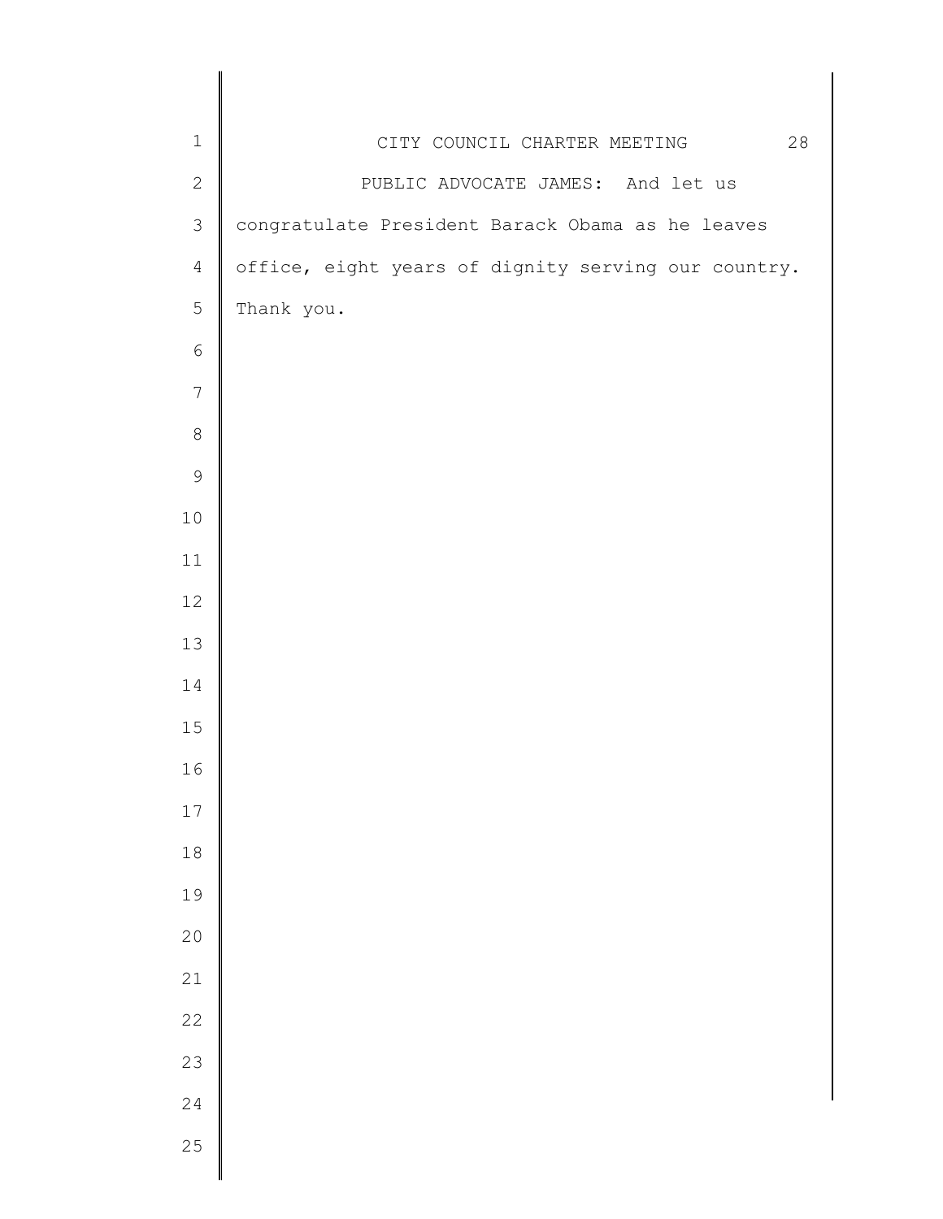PUBLIC ADVOCATE JAMES: And let us congratulate President Barack Obama as he leaves office, eight years of dignity serving our country. Thank you.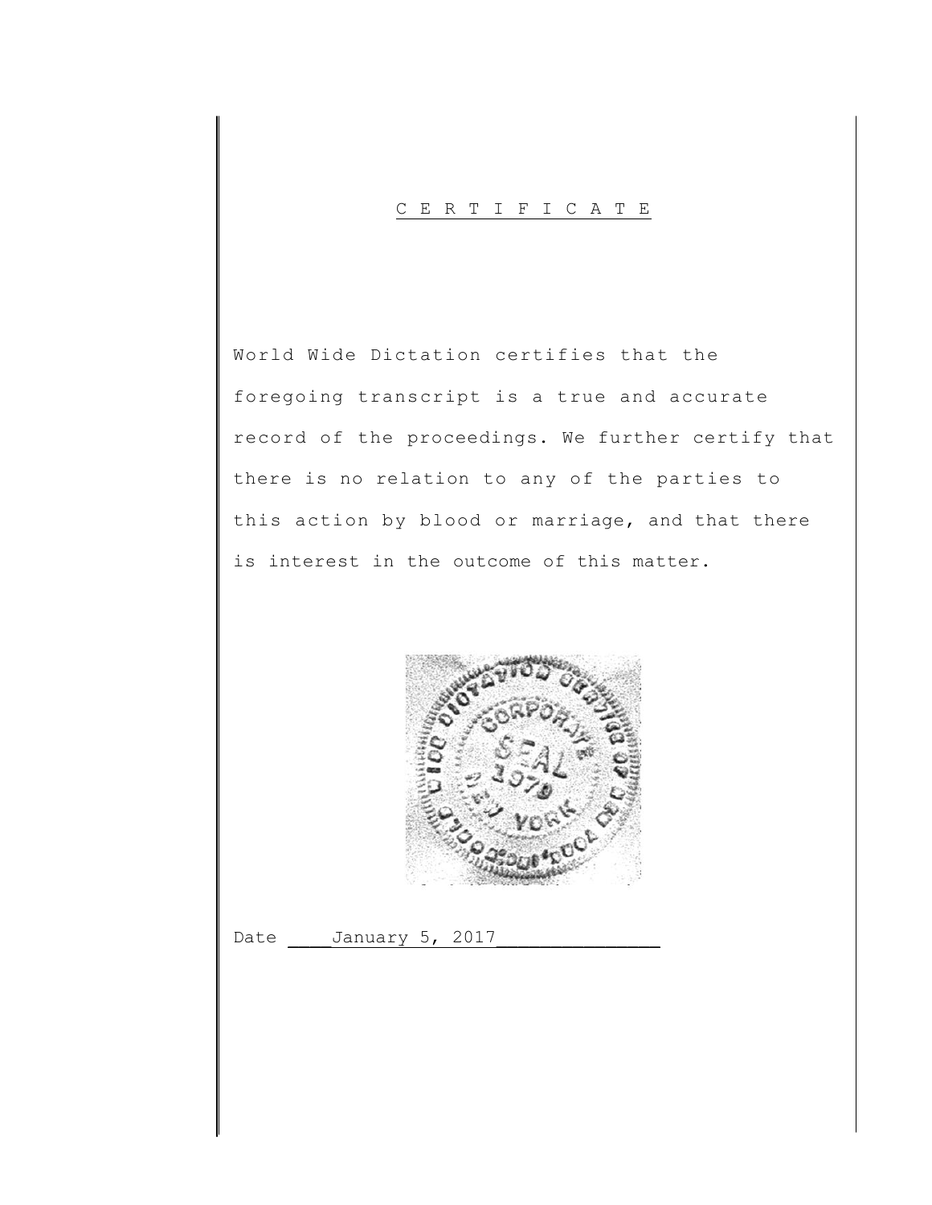# C E R T I F I C A T E

World Wide Dictation certifies that the foregoing transcript is a true and accurate record of the proceedings. We further certify that there is no relation to any of the parties to this action by blood or marriage, and that there is interest in the outcome of this matter.

Date January 5, 2017